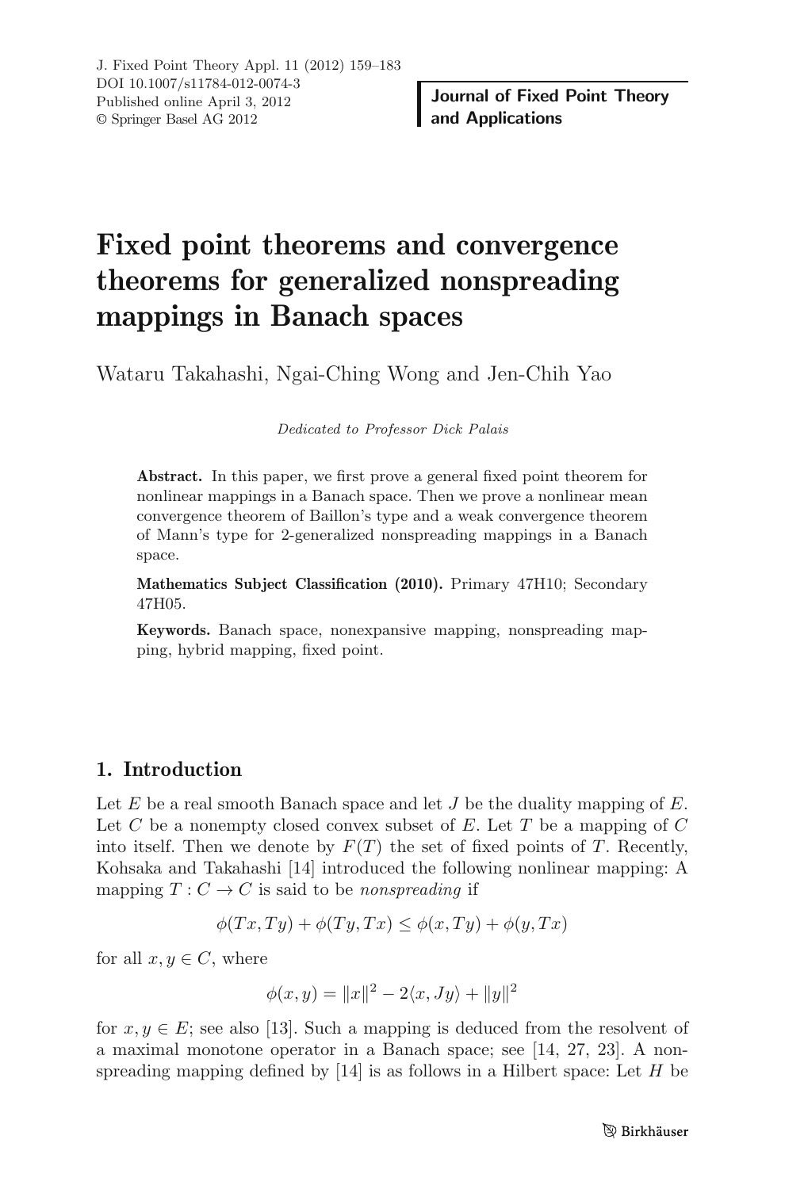# Fixed point theorems and convergence theorems for generalized nonspreading mappings in Banach spaces

Wataru Takahashi, Ngai-Ching Wong and Jen-Chih Yao

*Dedicated to Professor Dick Palais*

**Abstract.** In this paper, we first prove a general fixed point theorem for nonlinear mappings in a Banach space. Then we prove a nonlinear mean convergence theorem of Baillon's type and a weak convergence theorem of Mann's type for 2-generalized nonspreading mappings in a Banach space.

**Mathematics Subject Classification (2010).** Primary 47H10; Secondary 47H05.

**Keywords.** Banach space, nonexpansive mapping, nonspreading mapping, hybrid mapping, fixed point.

## 1. Introduction

Let $E$ be a real smooth Banach space and let $J$ be the duality mapping of $E$. Let $C$ be a nonempty closed convex subset of $E$. Let $T$ be a mapping of $C$ into itself. Then we denote by $F(T)$ the set of fixed points of $T$. Recently, Kohsaka and Takahashi [14] introduced the following nonlinear mapping: A mapping $T : C \to C$ is said to be *nonspreading* if

$$\phi(Tx, Ty) + \phi(Ty, Tx) \leq \phi(x, Ty) + \phi(y, Tx)$$

for all $x, y \in C$, where

$$\phi(x, y) = \|x\|^2 - 2\langle x, Jy\rangle + \|y\|^2$$

for $x, y \in E$; see also [13]. Such a mapping is deduced from the resolvent of a maximal monotone operator in a Banach space; see [14, 27, 23]. A nonspreading mapping defined by [14] is as follows in a Hilbert space: Let $H$ be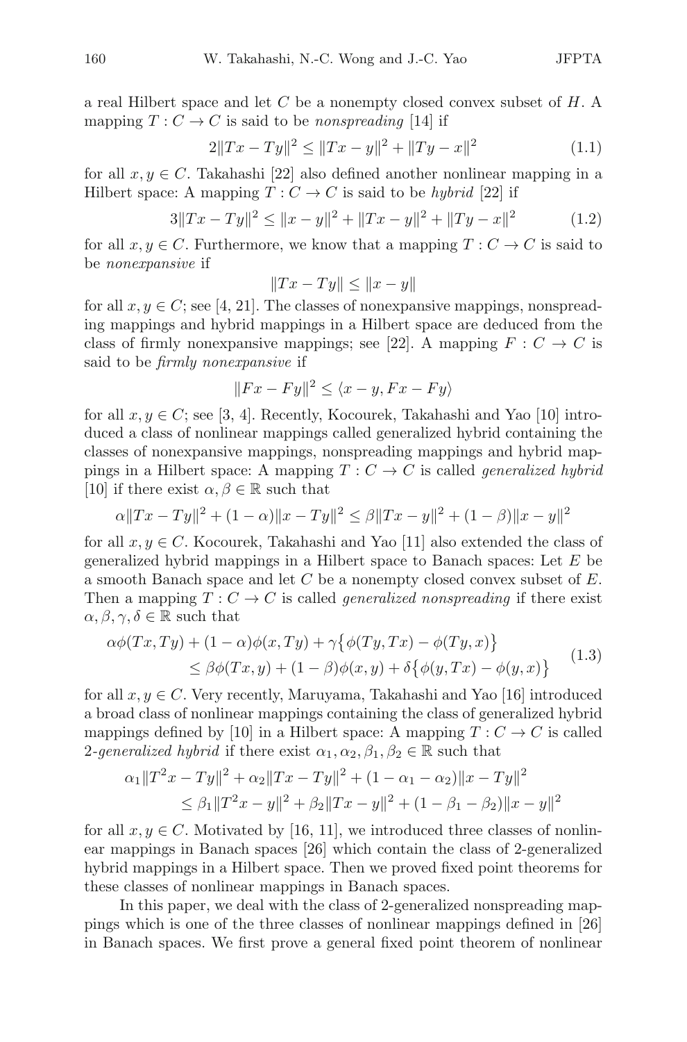a real Hilbert space and let $C$ be a nonempty closed convex subset of $H$. A mapping $T : C \to C$ is said to be *nonspreading* [14] if

$$2\|Tx - Ty\|^2 \leq \|Tx - y\|^2 + \|Ty - x\|^2 \tag{1.1}$$

for all $x, y \in C$. Takahashi [22] also defined another nonlinear mapping in a Hilbert space: A mapping $T : C \to C$ is said to be *hybrid* [22] if

$$3\|Tx - Ty\|^2 \leq \|x - y\|^2 + \|Tx - y\|^2 + \|Ty - x\|^2 \tag{1.2}$$

for all $x, y \in C$. Furthermore, we know that a mapping $T : C \to C$ is said to be *nonexpansive* if

$$\|Tx - Ty\| \leq \|x - y\|$$

for all $x, y \in C$; see [4, 21]. The classes of nonexpansive mappings, nonspreading mappings and hybrid mappings in a Hilbert space are deduced from the class of firmly nonexpansive mappings; see [22]. A mapping $F : C \to C$ is said to be *firmly nonexpansive* if

$$\|Fx - Fy\|^2 \leq \langle x - y, Fx - Fy\rangle$$

for all $x, y \in C$; see [3, 4]. Recently, Kocourek, Takahashi and Yao [10] introduced a class of nonlinear mappings called generalized hybrid containing the classes of nonexpansive mappings, nonspreading mappings and hybrid mappings in a Hilbert space: A mapping $T : C \to C$ is called *generalized hybrid* [10] if there exist $\alpha, \beta \in \mathbb{R}$ such that

$$\alpha\|Tx - Ty\|^2 + (1 - \alpha)\|x - Ty\|^2 \leq \beta\|Tx - y\|^2 + (1 - \beta)\|x - y\|^2$$

for all $x, y \in C$. Kocourek, Takahashi and Yao [11] also extended the class of generalized hybrid mappings in a Hilbert space to Banach spaces: Let $E$ be a smooth Banach space and let $C$ be a nonempty closed convex subset of $E$. Then a mapping $T : C \to C$ is called *generalized nonspreading* if there exist $\alpha, \beta, \gamma, \delta \in \mathbb{R}$ such that

$$\begin{aligned} \alpha\phi(Tx, Ty) + (1 - \alpha)\phi(x, Ty) + \gamma\{\phi(Ty, Tx) - \phi(Ty, x)\} \\ \leq \beta\phi(Tx, y) + (1 - \beta)\phi(x, y) + \delta\{\phi(y, Tx) - \phi(y, x)\} \end{aligned} \tag{1.3}$$

for all $x, y \in C$. Very recently, Maruyama, Takahashi and Yao [16] introduced a broad class of nonlinear mappings containing the class of generalized hybrid mappings defined by [10] in a Hilbert space: A mapping $T : C \to C$ is called 2*-generalized hybrid* if there exist $\alpha_1, \alpha_2, \beta_1, \beta_2 \in \mathbb{R}$ such that

$$\begin{aligned} \alpha_1\|T^2x - Ty\|^2 + \alpha_2\|Tx - Ty\|^2 + (1 - \alpha_1 - \alpha_2)\|x - Ty\|^2 \\ \leq \beta_1\|T^2x - y\|^2 + \beta_2\|Tx - y\|^2 + (1 - \beta_1 - \beta_2)\|x - y\|^2 \end{aligned}$$

for all $x, y \in C$. Motivated by [16, 11], we introduced three classes of nonlinear mappings in Banach spaces [26] which contain the class of 2-generalized hybrid mappings in a Hilbert space. Then we proved fixed point theorems for these classes of nonlinear mappings in Banach spaces.

In this paper, we deal with the class of 2-generalized nonspreading mappings which is one of the three classes of nonlinear mappings defined in [26] in Banach spaces. We first prove a general fixed point theorem of nonlinear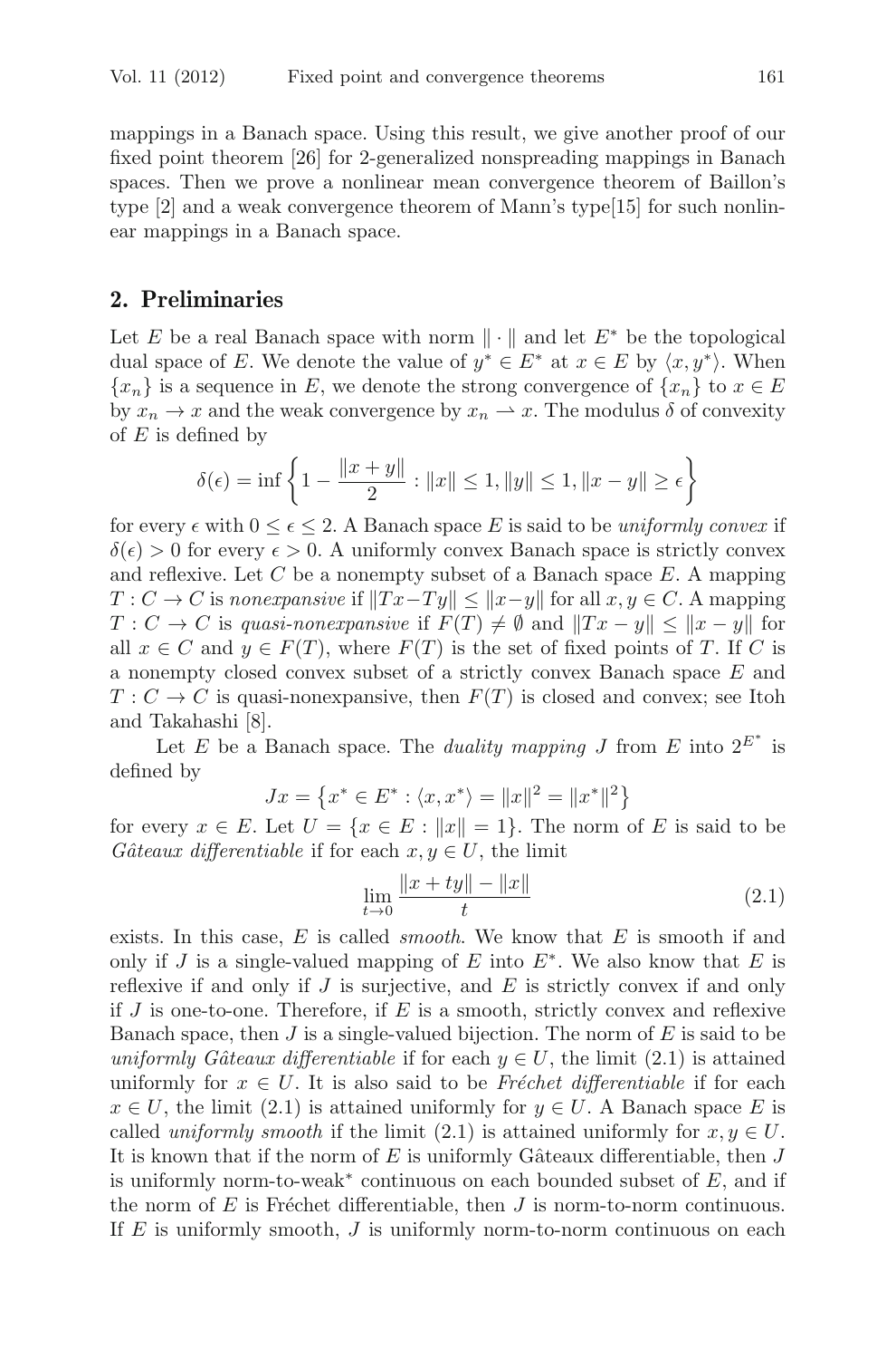mappings in a Banach space. Using this result, we give another proof of our fixed point theorem [26] for 2-generalized nonspreading mappings in Banach spaces. Then we prove a nonlinear mean convergence theorem of Baillon's type [2] and a weak convergence theorem of Mann's type[15] for such nonlinear mappings in a Banach space.

## 2. Preliminaries

Let $E$ be a real Banach space with norm $\| \cdot \|$ and let $E^*$ be the topological dual space of $E$. We denote the value of $y^* \in E^*$ at $x \in E$ by $\langle x, y^* \rangle$. When $\{x_n\}$ is a sequence in $E$, we denote the strong convergence of $\{x_n\}$ to $x \in E$ by $x_n \to x$ and the weak convergence by $x_n \rightharpoonup x$. The modulus $\delta$ of convexity of $E$ is defined by

$$\delta(\epsilon) = \inf \left\{ 1 - \frac{\|x + y\|}{2} : \|x\| \leq 1, \|y\| \leq 1, \|x - y\| \geq \epsilon \right\}$$

for every $\epsilon$ with $0 \leq \epsilon \leq 2$. A Banach space $E$ is said to be *uniformly convex* if $\delta(\epsilon) > 0$ for every $\epsilon > 0$. A uniformly convex Banach space is strictly convex and reflexive. Let $C$ be a nonempty subset of a Banach space $E$. A mapping $T : C \to C$ is *nonexpansive* if $\|Tx - Ty\| \leq \|x - y\|$ for all $x, y \in C$. A mapping $T : C \to C$ is *quasi-nonexpansive* if $F(T) \neq \emptyset$ and $\|Tx - y\| \leq \|x - y\|$ for all $x \in C$ and $y \in F(T)$, where $F(T)$ is the set of fixed points of $T$. If $C$ is a nonempty closed convex subset of a strictly convex Banach space $E$ and $T : C \to C$ is quasi-nonexpansive, then $F(T)$ is closed and convex; see Itoh and Takahashi [8].

Let $E$ be a Banach space. The *duality mapping* $J$ from $E$ into $2^{E^*}$ is defined by

$$Jx = \left\{ x^* \in E^* : \langle x, x^* \rangle = \|x\|^2 = \|x^*\|^2 \right\}$$

for every $x \in E$. Let $U = \{x \in E : \|x\| = 1\}$. The norm of $E$ is said to be *Gâteaux differentiable* if for each $x, y \in U$, the limit

$$\lim_{t \to 0} \frac{\|x + ty\| - \|x\|}{t} \tag{2.1}$$

exists. In this case, $E$ is called *smooth*. We know that $E$ is smooth if and only if $J$ is a single-valued mapping of $E$ into $E^*$. We also know that $E$ is reflexive if and only if $J$ is surjective, and $E$ is strictly convex if and only if $J$ is one-to-one. Therefore, if $E$ is a smooth, strictly convex and reflexive Banach space, then $J$ is a single-valued bijection. The norm of $E$ is said to be *uniformly Gâteaux differentiable* if for each $y \in U$, the limit (2.1) is attained uniformly for $x \in U$. It is also said to be *Fréchet differentiable* if for each $x \in U$, the limit (2.1) is attained uniformly for $y \in U$. A Banach space $E$ is called *uniformly smooth* if the limit (2.1) is attained uniformly for $x, y \in U$. It is known that if the norm of $E$ is uniformly Gâteaux differentiable, then $J$ is uniformly norm-to-weak$^*$ continuous on each bounded subset of $E$, and if the norm of $E$ is Fréchet differentiable, then $J$ is norm-to-norm continuous. If $E$ is uniformly smooth, $J$ is uniformly norm-to-norm continuous on each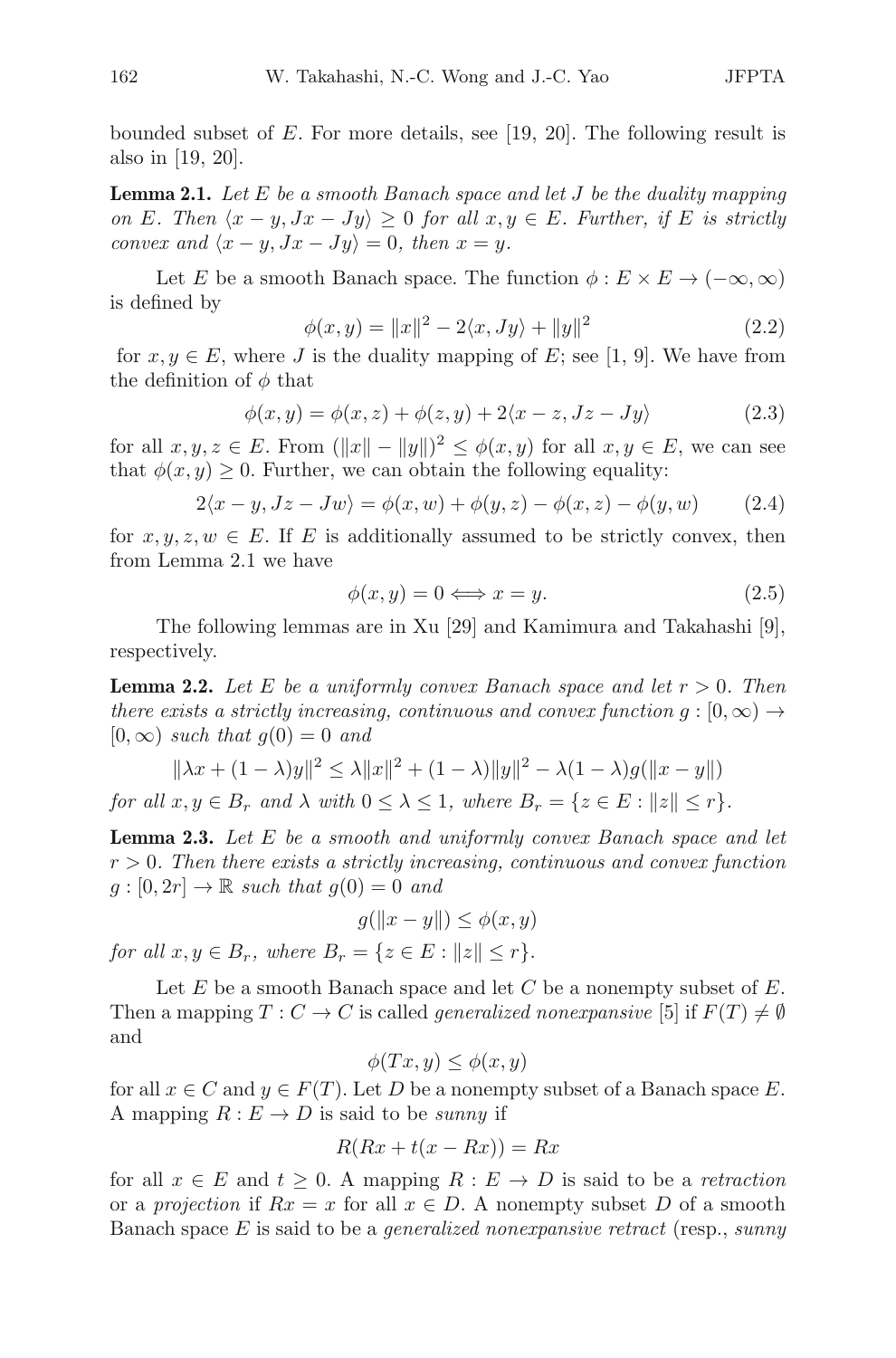bounded subset of $E$. For more details, see [19, 20]. The following result is also in [19, 20].

**Lemma 2.1.** *Let $E$ be a smooth Banach space and let $J$ be the duality mapping on $E$. Then $\langle x - y, Jx - Jy\rangle \geq 0$ for all $x, y \in E$. Further, if $E$ is strictly convex and $\langle x - y, Jx - Jy\rangle = 0$, then $x = y$.*

Let $E$ be a smooth Banach space. The function $\phi : E \times E \to (-\infty, \infty)$ is defined by

$$\phi(x, y) = \|x\|^2 - 2\langle x, Jy\rangle + \|y\|^2 \tag{2.2}$$

for $x, y \in E$, where $J$ is the duality mapping of $E$; see [1, 9]. We have from the definition of $\phi$ that

$$\phi(x, y) = \phi(x, z) + \phi(z, y) + 2\langle x - z, Jz - Jy\rangle \tag{2.3}$$

for all $x, y, z \in E$. From $(\|x\| - \|y\|)^2 \leq \phi(x, y)$ for all $x, y \in E$, we can see that $\phi(x, y) \geq 0$. Further, we can obtain the following equality:

$$2\langle x - y, Jz - Jw\rangle = \phi(x, w) + \phi(y, z) - \phi(x, z) - \phi(y, w) \tag{2.4}$$

for $x, y, z, w \in E$. If $E$ is additionally assumed to be strictly convex, then from Lemma 2.1 we have

$$\phi(x, y) = 0 \Longleftrightarrow x = y. \tag{2.5}$$

The following lemmas are in Xu [29] and Kamimura and Takahashi [9], respectively.

**Lemma 2.2.** *Let $E$ be a uniformly convex Banach space and let $r > 0$. Then there exists a strictly increasing, continuous and convex function $g : [0, \infty) \to [0, \infty)$ such that $g(0) = 0$ and*

$$\|\lambda x + (1 - \lambda)y\|^2 \leq \lambda\|x\|^2 + (1 - \lambda)\|y\|^2 - \lambda(1 - \lambda)g(\|x - y\|)$$

*for all $x, y \in B_r$ and $\lambda$ with $0 \leq \lambda \leq 1$, where $B_r = \{z \in E : \|z\| \leq r\}$.*

**Lemma 2.3.** *Let $E$ be a smooth and uniformly convex Banach space and let $r > 0$. Then there exists a strictly increasing, continuous and convex function $g : [0, 2r] \to \mathbb{R}$ such that $g(0) = 0$ and*

$$g(\|x - y\|) \leq \phi(x, y)$$

*for all $x, y \in B_r$, where $B_r = \{z \in E : \|z\| \leq r\}$.*

Let $E$ be a smooth Banach space and let $C$ be a nonempty subset of $E$. Then a mapping $T : C \to C$ is called *generalized nonexpansive* [5] if $F(T) \neq \emptyset$ and

$$\phi(Tx, y) \leq \phi(x, y)$$

for all $x \in C$ and $y \in F(T)$. Let $D$ be a nonempty subset of a Banach space $E$. A mapping $R : E \to D$ is said to be *sunny* if

$$R(Rx + t(x - Rx)) = Rx$$

for all $x \in E$ and $t \geq 0$. A mapping $R : E \to D$ is said to be a *retraction* or a *projection* if $Rx = x$ for all $x \in D$. A nonempty subset $D$ of a smooth Banach space $E$ is said to be a *generalized nonexpansive retract* (resp., *sunny*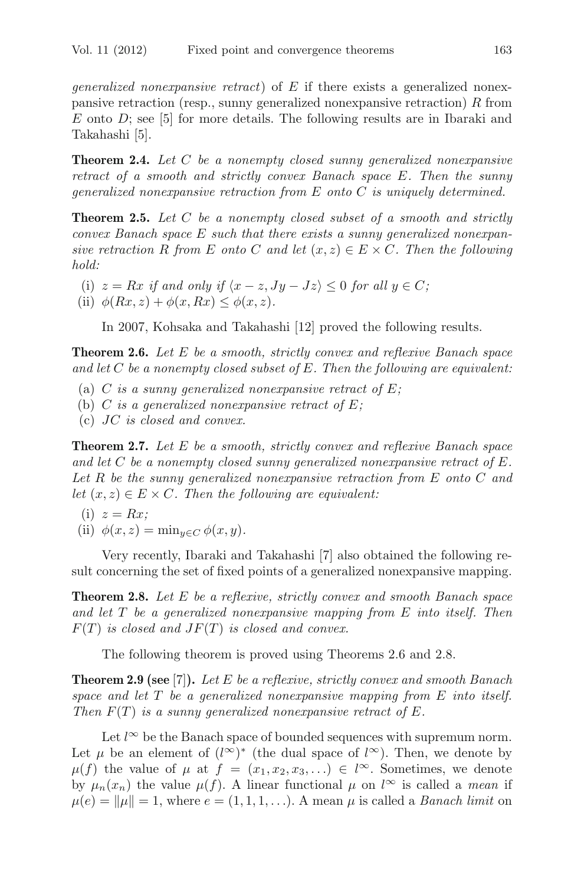*generalized nonexpansive retract*) of $E$ if there exists a generalized nonexpansive retraction (resp., sunny generalized nonexpansive retraction) $R$ from $E$ onto $D$; see [5] for more details. The following results are in Ibaraki and Takahashi [5].

**Theorem 2.4.** *Let $C$ be a nonempty closed sunny generalized nonexpansive retract of a smooth and strictly convex Banach space $E$. Then the sunny generalized nonexpansive retraction from $E$ onto $C$ is uniquely determined.*

**Theorem 2.5.** *Let $C$ be a nonempty closed subset of a smooth and strictly convex Banach space $E$ such that there exists a sunny generalized nonexpansive retraction $R$ from $E$ onto $C$ and let $(x, z) \in E \times C$. Then the following hold:*

- (i) *$z = Rx$ if and only if $\langle x - z, Jy - Jz \rangle \leq 0$ for all $y \in C$;*
- (ii) *$\phi(Rx, z) + \phi(x, Rx) \leq \phi(x, z)$.*

In 2007, Kohsaka and Takahashi [12] proved the following results.

**Theorem 2.6.** *Let $E$ be a smooth, strictly convex and reflexive Banach space and let $C$ be a nonempty closed subset of $E$. Then the following are equivalent:*

- (a) *$C$ is a sunny generalized nonexpansive retract of $E$;*
- (b) *$C$ is a generalized nonexpansive retract of $E$;*
- (c) *$JC$ is closed and convex.*

**Theorem 2.7.** *Let $E$ be a smooth, strictly convex and reflexive Banach space and let $C$ be a nonempty closed sunny generalized nonexpansive retract of $E$. Let $R$ be the sunny generalized nonexpansive retraction from $E$ onto $C$ and let $(x, z) \in E \times C$. Then the following are equivalent:*

- (i) *$z = Rx$;*
- (ii) *$\phi(x, z) = \min_{y \in C} \phi(x, y)$.*

Very recently, Ibaraki and Takahashi [7] also obtained the following result concerning the set of fixed points of a generalized nonexpansive mapping.

**Theorem 2.8.** *Let $E$ be a reflexive, strictly convex and smooth Banach space and let $T$ be a generalized nonexpansive mapping from $E$ into itself. Then $F(T)$ is closed and $JF(T)$ is closed and convex.*

The following theorem is proved using Theorems 2.6 and 2.8.

**Theorem 2.9 (see [7]).** *Let $E$ be a reflexive, strictly convex and smooth Banach space and let $T$ be a generalized nonexpansive mapping from $E$ into itself. Then $F(T)$ is a sunny generalized nonexpansive retract of $E$.*

Let $l^\infty$ be the Banach space of bounded sequences with supremum norm. Let $\mu$ be an element of $(l^\infty)^*$ (the dual space of $l^\infty$). Then, we denote by $\mu(f)$ the value of $\mu$ at $f = (x_1, x_2, x_3, \ldots) \in l^\infty$. Sometimes, we denote by $\mu_n(x_n)$ the value $\mu(f)$. A linear functional $\mu$ on $l^\infty$ is called a *mean* if $\mu(e) = \|\mu\| = 1$, where $e = (1, 1, 1, \ldots)$. A mean $\mu$ is called a *Banach limit* on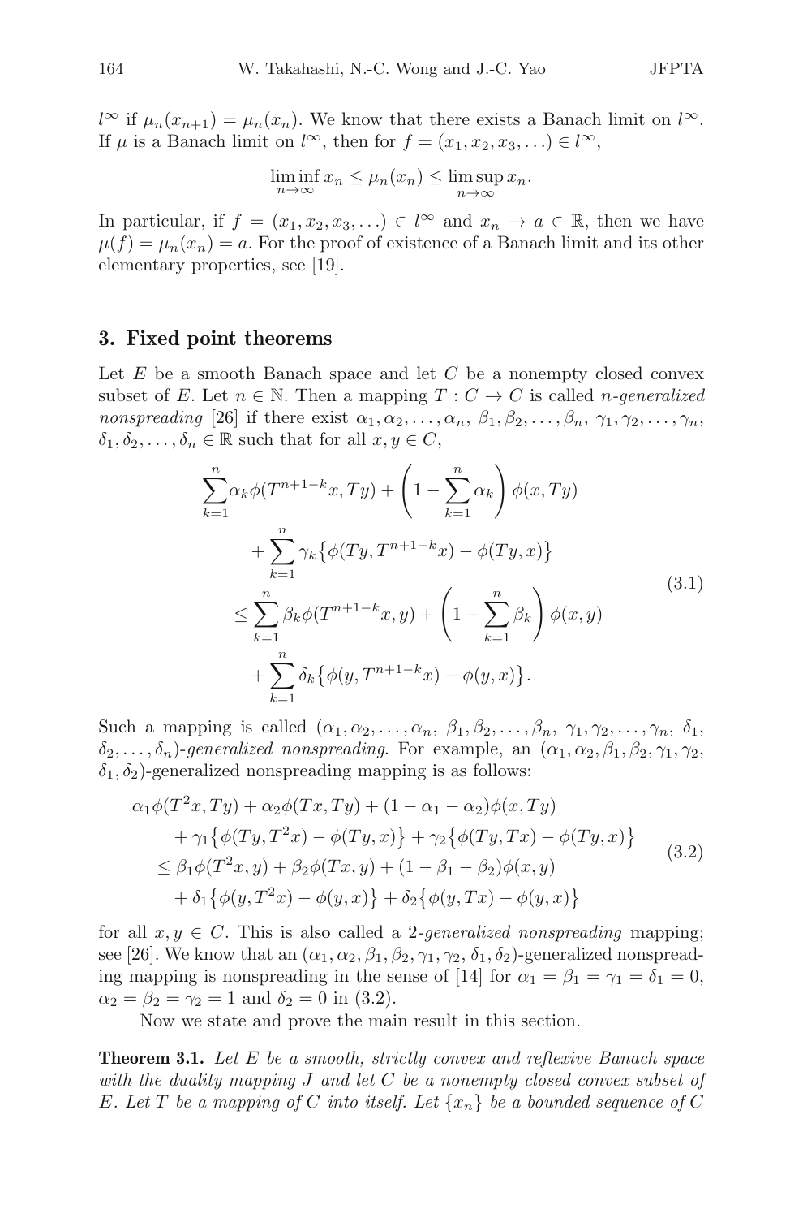$l^\infty$ if $\mu_n(x_{n+1}) = \mu_n(x_n)$. We know that there exists a Banach limit on $l^\infty$. If $\mu$ is a Banach limit on $l^\infty$, then for $f = (x_1, x_2, x_3, \ldots) \in l^\infty$,

$$\liminf_{n\to\infty} x_n \le \mu_n(x_n) \le \limsup_{n\to\infty} x_n.$$

In particular, if $f = (x_1, x_2, x_3, \ldots) \in l^\infty$ and $x_n \to a \in \mathbb{R}$, then we have $\mu(f) = \mu_n(x_n) = a$. For the proof of existence of a Banach limit and its other elementary properties, see [19].

## 3. Fixed point theorems

Let $E$ be a smooth Banach space and let $C$ be a nonempty closed convex subset of $E$. Let $n \in \mathbb{N}$. Then a mapping $T : C \to C$ is called *$n$-generalized nonspreading* [26] if there exist $\alpha_1, \alpha_2, \ldots, \alpha_n$, $\beta_1, \beta_2, \ldots, \beta_n$, $\gamma_1, \gamma_2, \ldots, \gamma_n$, $\delta_1, \delta_2, \ldots, \delta_n \in \mathbb{R}$ such that for all $x, y \in C$,

$$\begin{aligned}
&\sum_{k=1}^{n}\alpha_k \phi(T^{n+1-k}x, Ty) + \left(1 - \sum_{k=1}^{n}\alpha_k\right)\phi(x, Ty) \\
&\qquad + \sum_{k=1}^{n}\gamma_k\bigl\{\phi(Ty, T^{n+1-k}x) - \phi(Ty, x)\bigr\} \\
&\quad \le \sum_{k=1}^{n}\beta_k \phi(T^{n+1-k}x, y) + \left(1 - \sum_{k=1}^{n}\beta_k\right)\phi(x, y) \\
&\qquad + \sum_{k=1}^{n}\delta_k\bigl\{\phi(y, T^{n+1-k}x) - \phi(y, x)\bigr\}.
\end{aligned} \tag{3.1}$$

Such a mapping is called $(\alpha_1, \alpha_2, \ldots, \alpha_n,\ \beta_1, \beta_2, \ldots, \beta_n,\ \gamma_1, \gamma_2, \ldots, \gamma_n,\ \delta_1, \delta_2, \ldots, \delta_n)$*-generalized nonspreading*. For example, an $(\alpha_1, \alpha_2, \beta_1, \beta_2, \gamma_1, \gamma_2, \delta_1, \delta_2)$-generalized nonspreading mapping is as follows:

$$\begin{aligned}
&\alpha_1\phi(T^2x, Ty) + \alpha_2\phi(Tx, Ty) + (1 - \alpha_1 - \alpha_2)\phi(x, Ty) \\
&\qquad + \gamma_1\bigl\{\phi(Ty, T^2x) - \phi(Ty, x)\bigr\} + \gamma_2\bigl\{\phi(Ty, Tx) - \phi(Ty, x)\bigr\} \\
&\quad \le \beta_1\phi(T^2x, y) + \beta_2\phi(Tx, y) + (1 - \beta_1 - \beta_2)\phi(x, y) \\
&\qquad + \delta_1\bigl\{\phi(y, T^2x) - \phi(y, x)\bigr\} + \delta_2\bigl\{\phi(y, Tx) - \phi(y, x)\bigr\}
\end{aligned} \tag{3.2}$$

for all $x, y \in C$. This is also called a 2*-generalized nonspreading* mapping; see [26]. We know that an $(\alpha_1, \alpha_2, \beta_1, \beta_2, \gamma_1, \gamma_2, \delta_1, \delta_2)$-generalized nonspreading mapping is nonspreading in the sense of [14] for $\alpha_1 = \beta_1 = \gamma_1 = \delta_1 = 0$, $\alpha_2 = \beta_2 = \gamma_2 = 1$ and $\delta_2 = 0$ in (3.2).

Now we state and prove the main result in this section.

**Theorem 3.1.** *Let $E$ be a smooth, strictly convex and reflexive Banach space with the duality mapping $J$ and let $C$ be a nonempty closed convex subset of $E$. Let $T$ be a mapping of $C$ into itself. Let $\{x_n\}$ be a bounded sequence of $C$*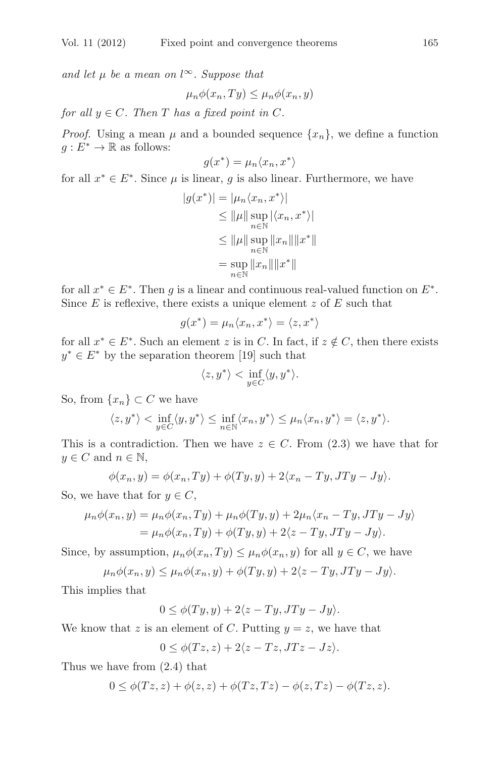*and let $\mu$ be a mean on $l^\infty$. Suppose that*

$$\mu_n \phi(x_n, Ty) \leq \mu_n \phi(x_n, y)$$

*for all $y \in C$. Then $T$ has a fixed point in $C$.*

*Proof.* Using a mean $\mu$ and a bounded sequence $\{x_n\}$, we define a function $g : E^* \to \mathbb{R}$ as follows:

$$g(x^*) = \mu_n \langle x_n, x^* \rangle$$

for all $x^* \in E^*$. Since $\mu$ is linear, $g$ is also linear. Furthermore, we have

$$\begin{aligned} |g(x^*)| &= |\mu_n \langle x_n, x^* \rangle| \\ &\leq \|\mu\| \sup_{n \in \mathbb{N}} |\langle x_n, x^* \rangle| \\ &\leq \|\mu\| \sup_{n \in \mathbb{N}} \|x_n\| \|x^*\| \\ &= \sup_{n \in \mathbb{N}} \|x_n\| \|x^*\| \end{aligned}$$

for all $x^* \in E^*$. Then $g$ is a linear and continuous real-valued function on $E^*$. Since $E$ is reflexive, there exists a unique element $z$ of $E$ such that

$$g(x^*) = \mu_n \langle x_n, x^* \rangle = \langle z, x^* \rangle$$

for all $x^* \in E^*$. Such an element $z$ is in $C$. In fact, if $z \notin C$, then there exists $y^* \in E^*$ by the separation theorem [19] such that

$$\langle z, y^* \rangle < \inf_{y \in C} \langle y, y^* \rangle.$$

So, from $\{x_n\} \subset C$ we have

$$\langle z, y^* \rangle < \inf_{y \in C} \langle y, y^* \rangle \leq \inf_{n \in \mathbb{N}} \langle x_n, y^* \rangle \leq \mu_n \langle x_n, y^* \rangle = \langle z, y^* \rangle.$$

This is a contradiction. Then we have $z \in C$. From (2.3) we have that for $y \in C$ and $n \in \mathbb{N}$,

$$\phi(x_n, y) = \phi(x_n, Ty) + \phi(Ty, y) + 2\langle x_n - Ty, JTy - Jy \rangle.$$

So, we have that for $y \in C$,

$$\begin{aligned} \mu_n \phi(x_n, y) &= \mu_n \phi(x_n, Ty) + \mu_n \phi(Ty, y) + 2\mu_n \langle x_n - Ty, JTy - Jy \rangle \\ &= \mu_n \phi(x_n, Ty) + \phi(Ty, y) + 2\langle z - Ty, JTy - Jy \rangle. \end{aligned}$$

Since, by assumption, $\mu_n \phi(x_n, Ty) \leq \mu_n \phi(x_n, y)$ for all $y \in C$, we have

$$\mu_n \phi(x_n, y) \leq \mu_n \phi(x_n, y) + \phi(Ty, y) + 2\langle z - Ty, JTy - Jy \rangle.$$

This implies that

$$0 \leq \phi(Ty, y) + 2\langle z - Ty, JTy - Jy \rangle.$$

We know that $z$ is an element of $C$. Putting $y = z$, we have that

$$0 \leq \phi(Tz, z) + 2\langle z - Tz, JTz - Jz \rangle.$$

Thus we have from (2.4) that

$$0 \leq \phi(Tz, z) + \phi(z, z) + \phi(Tz, Tz) - \phi(z, Tz) - \phi(Tz, z).$$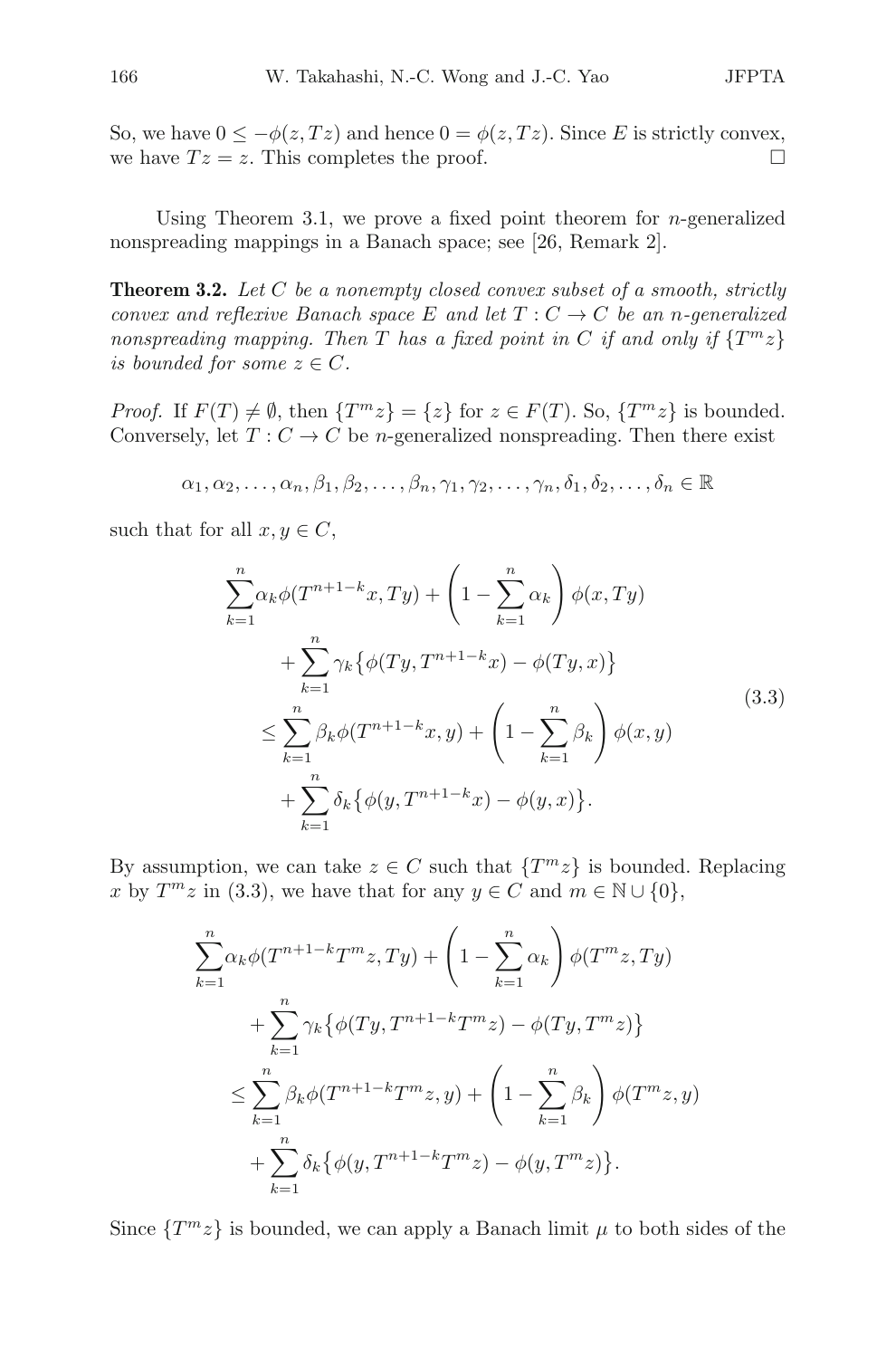So, we have $0 \leq -\phi(z, Tz)$ and hence $0 = \phi(z, Tz)$. Since $E$ is strictly convex, we have $Tz = z$. This completes the proof. $\square$

Using Theorem 3.1, we prove a fixed point theorem for $n$-generalized nonspreading mappings in a Banach space; see [26, Remark 2].

**Theorem 3.2.** *Let $C$ be a nonempty closed convex subset of a smooth, strictly convex and reflexive Banach space $E$ and let $T : C \to C$ be an $n$-generalized nonspreading mapping. Then $T$ has a fixed point in $C$ if and only if $\{T^m z\}$ is bounded for some $z \in C$.*

*Proof.* If $F(T) \neq \emptyset$, then $\{T^m z\} = \{z\}$ for $z \in F(T)$. So, $\{T^m z\}$ is bounded. Conversely, let $T : C \to C$ be $n$-generalized nonspreading. Then there exist

$$\alpha_1, \alpha_2, \ldots, \alpha_n, \beta_1, \beta_2, \ldots, \beta_n, \gamma_1, \gamma_2, \ldots, \gamma_n, \delta_1, \delta_2, \ldots, \delta_n \in \mathbb{R}$$

such that for all $x, y \in C$,

$$\begin{aligned}
&\sum_{k=1}^{n} \alpha_k \phi(T^{n+1-k}x, Ty) + \left(1 - \sum_{k=1}^{n} \alpha_k\right) \phi(x, Ty) \\
&\quad + \sum_{k=1}^{n} \gamma_k \big\{\phi(Ty, T^{n+1-k}x) - \phi(Ty, x)\big\} \\
&\leq \sum_{k=1}^{n} \beta_k \phi(T^{n+1-k}x, y) + \left(1 - \sum_{k=1}^{n} \beta_k\right) \phi(x, y) \\
&\quad + \sum_{k=1}^{n} \delta_k \big\{\phi(y, T^{n+1-k}x) - \phi(y, x)\big\}.
\end{aligned} \tag{3.3}$$

By assumption, we can take $z \in C$ such that $\{T^m z\}$ is bounded. Replacing $x$ by $T^m z$ in (3.3), we have that for any $y \in C$ and $m \in \mathbb{N} \cup \{0\}$,

$$\begin{aligned}
&\sum_{k=1}^{n} \alpha_k \phi(T^{n+1-k}T^m z, Ty) + \left(1 - \sum_{k=1}^{n} \alpha_k\right) \phi(T^m z, Ty) \\
&\quad + \sum_{k=1}^{n} \gamma_k \big\{\phi(Ty, T^{n+1-k}T^m z) - \phi(Ty, T^m z)\big\} \\
&\leq \sum_{k=1}^{n} \beta_k \phi(T^{n+1-k}T^m z, y) + \left(1 - \sum_{k=1}^{n} \beta_k\right) \phi(T^m z, y) \\
&\quad + \sum_{k=1}^{n} \delta_k \big\{\phi(y, T^{n+1-k}T^m z) - \phi(y, T^m z)\big\}.
\end{aligned}$$

Since $\{T^m z\}$ is bounded, we can apply a Banach limit $\mu$ to both sides of the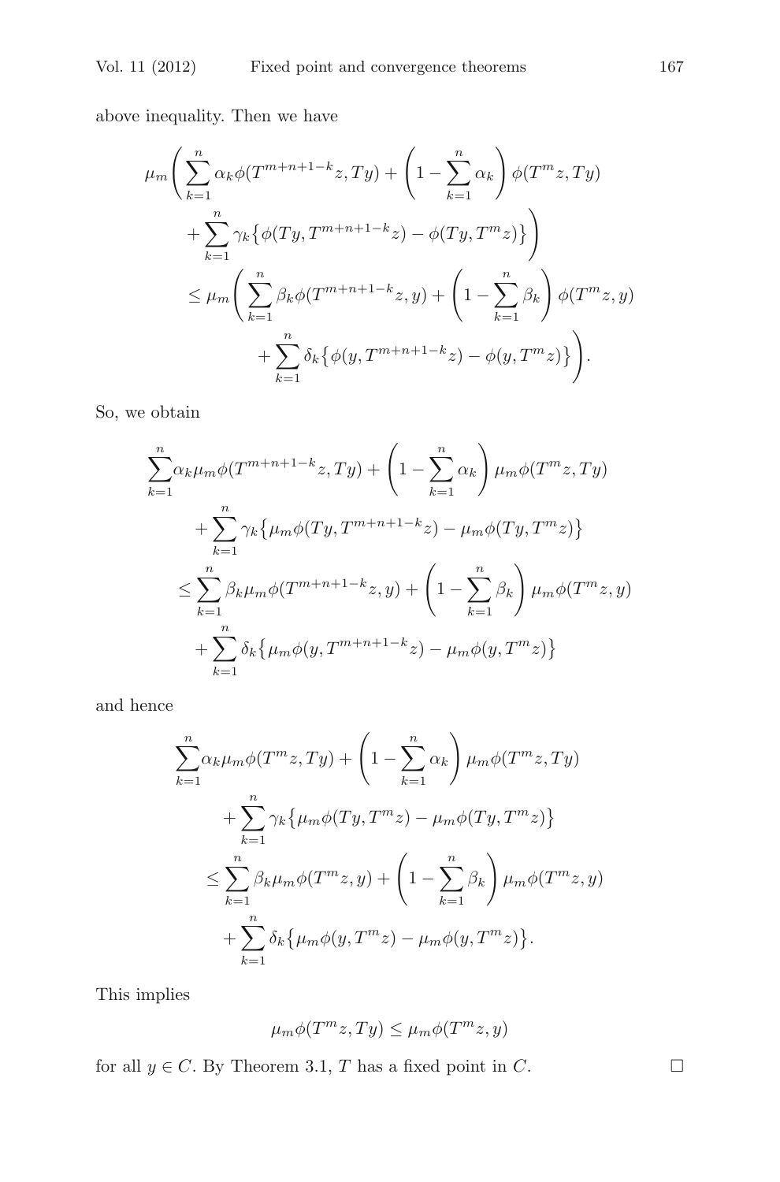above inequality. Then we have

$$
\begin{aligned}
\mu_m \Bigg( & \sum_{k=1}^{n} \alpha_k \phi(T^{m+n+1-k}z, Ty) + \left(1 - \sum_{k=1}^{n} \alpha_k\right) \phi(T^m z, Ty) \\
& + \sum_{k=1}^{n} \gamma_k \big\{ \phi(Ty, T^{m+n+1-k}z) - \phi(Ty, T^m z) \big\} \Bigg) \\
& \leq \mu_m \Bigg( \sum_{k=1}^{n} \beta_k \phi(T^{m+n+1-k}z, y) + \left(1 - \sum_{k=1}^{n} \beta_k\right) \phi(T^m z, y) \\
& \qquad + \sum_{k=1}^{n} \delta_k \big\{ \phi(y, T^{m+n+1-k}z) - \phi(y, T^m z) \big\} \Bigg).
\end{aligned}
$$

So, we obtain

$$
\begin{aligned}
\sum_{k=1}^{n} & \alpha_k \mu_m \phi(T^{m+n+1-k}z, Ty) + \left(1 - \sum_{k=1}^{n} \alpha_k\right) \mu_m \phi(T^m z, Ty) \\
& + \sum_{k=1}^{n} \gamma_k \big\{ \mu_m \phi(Ty, T^{m+n+1-k}z) - \mu_m \phi(Ty, T^m z) \big\} \\
& \leq \sum_{k=1}^{n} \beta_k \mu_m \phi(T^{m+n+1-k}z, y) + \left(1 - \sum_{k=1}^{n} \beta_k\right) \mu_m \phi(T^m z, y) \\
& \quad + \sum_{k=1}^{n} \delta_k \big\{ \mu_m \phi(y, T^{m+n+1-k}z) - \mu_m \phi(y, T^m z) \big\}
\end{aligned}
$$

and hence

$$
\begin{aligned}
\sum_{k=1}^{n} & \alpha_k \mu_m \phi(T^m z, Ty) + \left(1 - \sum_{k=1}^{n} \alpha_k\right) \mu_m \phi(T^m z, Ty) \\
& + \sum_{k=1}^{n} \gamma_k \big\{ \mu_m \phi(Ty, T^m z) - \mu_m \phi(Ty, T^m z) \big\} \\
& \leq \sum_{k=1}^{n} \beta_k \mu_m \phi(T^m z, y) + \left(1 - \sum_{k=1}^{n} \beta_k\right) \mu_m \phi(T^m z, y) \\
& \quad + \sum_{k=1}^{n} \delta_k \big\{ \mu_m \phi(y, T^m z) - \mu_m \phi(y, T^m z) \big\}.
\end{aligned}
$$

This implies

$$
\mu_m \phi(T^m z, Ty) \leq \mu_m \phi(T^m z, y)
$$

for all $y \in C$. By Theorem 3.1, $T$ has a fixed point in $C$. $\square$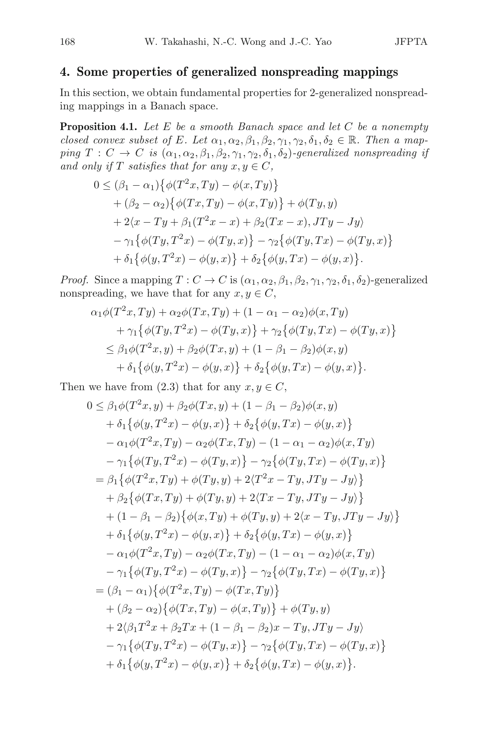## 4. Some properties of generalized nonspreading mappings

In this section, we obtain fundamental properties for 2-generalized nonspreading mappings in a Banach space.

**Proposition 4.1.** *Let $E$ be a smooth Banach space and let $C$ be a nonempty closed convex subset of $E$. Let $\alpha_1, \alpha_2, \beta_1, \beta_2, \gamma_1, \gamma_2, \delta_1, \delta_2 \in \mathbb{R}$. Then a mapping $T : C \to C$ is $(\alpha_1, \alpha_2, \beta_1, \beta_2, \gamma_1, \gamma_2, \delta_1, \delta_2)$-generalized nonspreading if and only if $T$ satisfies that for any $x, y \in C$,*

$$
\begin{aligned}
0 \leq\ & (\beta_1 - \alpha_1)\big\{\phi(T^2x, Ty) - \phi(x, Ty)\big\} \\
& + (\beta_2 - \alpha_2)\big\{\phi(Tx, Ty) - \phi(x, Ty)\big\} + \phi(Ty, y) \\
& + 2\langle x - Ty + \beta_1(T^2x - x) + \beta_2(Tx - x), JTy - Jy\rangle \\
& - \gamma_1\big\{\phi(Ty, T^2x) - \phi(Ty, x)\big\} - \gamma_2\big\{\phi(Ty, Tx) - \phi(Ty, x)\big\} \\
& + \delta_1\big\{\phi(y, T^2x) - \phi(y, x)\big\} + \delta_2\big\{\phi(y, Tx) - \phi(y, x)\big\}.
\end{aligned}
$$

*Proof.* Since a mapping $T : C \to C$ is $(\alpha_1, \alpha_2, \beta_1, \beta_2, \gamma_1, \gamma_2, \delta_1, \delta_2)$-generalized nonspreading, we have that for any $x, y \in C$,

$$
\begin{aligned}
& \alpha_1\phi(T^2x, Ty) + \alpha_2\phi(Tx, Ty) + (1 - \alpha_1 - \alpha_2)\phi(x, Ty) \\
& \quad + \gamma_1\big\{\phi(Ty, T^2x) - \phi(Ty, x)\big\} + \gamma_2\big\{\phi(Ty, Tx) - \phi(Ty, x)\big\} \\
& \leq \beta_1\phi(T^2x, y) + \beta_2\phi(Tx, y) + (1 - \beta_1 - \beta_2)\phi(x, y) \\
& \quad + \delta_1\big\{\phi(y, T^2x) - \phi(y, x)\big\} + \delta_2\big\{\phi(y, Tx) - \phi(y, x)\big\}.
\end{aligned}
$$

Then we have from (2.3) that for any $x, y \in C$,

$$
\begin{aligned}
0 \leq\ & \beta_1\phi(T^2x, y) + \beta_2\phi(Tx, y) + (1 - \beta_1 - \beta_2)\phi(x, y) \\
& + \delta_1\big\{\phi(y, T^2x) - \phi(y, x)\big\} + \delta_2\big\{\phi(y, Tx) - \phi(y, x)\big\} \\
& - \alpha_1\phi(T^2x, Ty) - \alpha_2\phi(Tx, Ty) - (1 - \alpha_1 - \alpha_2)\phi(x, Ty) \\
& - \gamma_1\big\{\phi(Ty, T^2x) - \phi(Ty, x)\big\} - \gamma_2\big\{\phi(Ty, Tx) - \phi(Ty, x)\big\} \\
=\ & \beta_1\big\{\phi(T^2x, Ty) + \phi(Ty, y) + 2\langle T^2x - Ty, JTy - Jy\rangle\big\} \\
& + \beta_2\big\{\phi(Tx, Ty) + \phi(Ty, y) + 2\langle Tx - Ty, JTy - Jy\rangle\big\} \\
& + (1 - \beta_1 - \beta_2)\big\{\phi(x, Ty) + \phi(Ty, y) + 2\langle x - Ty, JTy - Jy\rangle\big\} \\
& + \delta_1\big\{\phi(y, T^2x) - \phi(y, x)\big\} + \delta_2\big\{\phi(y, Tx) - \phi(y, x)\big\} \\
& - \alpha_1\phi(T^2x, Ty) - \alpha_2\phi(Tx, Ty) - (1 - \alpha_1 - \alpha_2)\phi(x, Ty) \\
& - \gamma_1\big\{\phi(Ty, T^2x) - \phi(Ty, x)\big\} - \gamma_2\big\{\phi(Ty, Tx) - \phi(Ty, x)\big\} \\
=\ & (\beta_1 - \alpha_1)\big\{\phi(T^2x, Ty) - \phi(Tx, Ty)\big\} \\
& + (\beta_2 - \alpha_2)\big\{\phi(Tx, Ty) - \phi(x, Ty)\big\} + \phi(Ty, y) \\
& + 2\langle \beta_1T^2x + \beta_2Tx + (1 - \beta_1 - \beta_2)x - Ty, JTy - Jy\rangle \\
& - \gamma_1\big\{\phi(Ty, T^2x) - \phi(Ty, x)\big\} - \gamma_2\big\{\phi(Ty, Tx) - \phi(Ty, x)\big\} \\
& + \delta_1\big\{\phi(y, T^2x) - \phi(y, x)\big\} + \delta_2\big\{\phi(y, Tx) - \phi(y, x)\big\}.
\end{aligned}
$$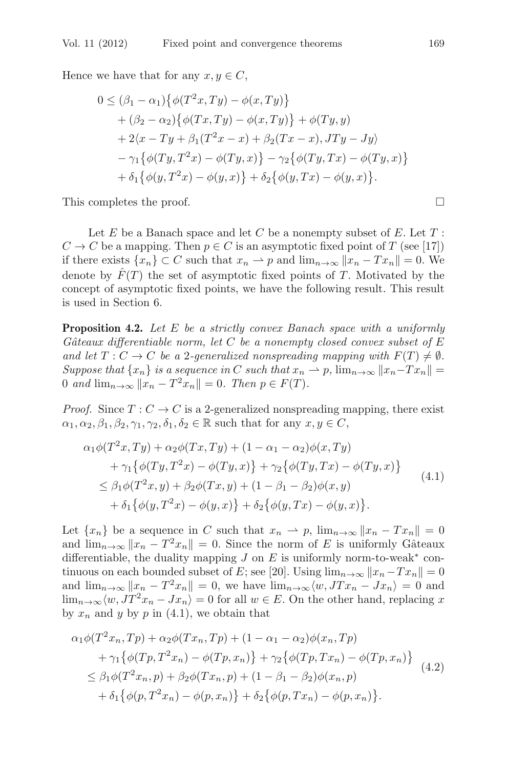Hence we have that for any $x, y \in C$,

$$
\begin{aligned}
0 \leq\ & (\beta_1 - \alpha_1)\big\{\phi(T^2x, Ty) - \phi(x, Ty)\big\} \\
& + (\beta_2 - \alpha_2)\big\{\phi(Tx, Ty) - \phi(x, Ty)\big\} + \phi(Ty, y) \\
& + 2\langle x - Ty + \beta_1(T^2x - x) + \beta_2(Tx - x), JTy - Jy\rangle \\
& - \gamma_1\big\{\phi(Ty, T^2x) - \phi(Ty, x)\big\} - \gamma_2\big\{\phi(Ty, Tx) - \phi(Ty, x)\big\} \\
& + \delta_1\big\{\phi(y, T^2x) - \phi(y, x)\big\} + \delta_2\big\{\phi(y, Tx) - \phi(y, x)\big\}.
\end{aligned}
$$

This completes the proof. □

Let $E$ be a Banach space and let $C$ be a nonempty subset of $E$. Let $T : C \to C$ be a mapping. Then $p \in C$ is an asymptotic fixed point of $T$ (see [17]) if there exists $\{x_n\} \subset C$ such that $x_n \rightharpoonup p$ and $\lim_{n\to\infty} \|x_n - Tx_n\| = 0$. We denote by $\hat{F}(T)$ the set of asymptotic fixed points of $T$. Motivated by the concept of asymptotic fixed points, we have the following result. This result is used in Section 6.

**Proposition 4.2.** *Let $E$ be a strictly convex Banach space with a uniformly Gâteaux differentiable norm, let $C$ be a nonempty closed convex subset of $E$ and let $T : C \to C$ be a 2-generalized nonspreading mapping with $F(T) \neq \emptyset$. Suppose that $\{x_n\}$ is a sequence in $C$ such that $x_n \rightharpoonup p$, $\lim_{n\to\infty} \|x_n - Tx_n\| = 0$ and $\lim_{n\to\infty} \|x_n - T^2x_n\| = 0$. Then $p \in F(T)$.*

*Proof.* Since $T : C \to C$ is a 2-generalized nonspreading mapping, there exist $\alpha_1, \alpha_2, \beta_1, \beta_2, \gamma_1, \gamma_2, \delta_1, \delta_2 \in \mathbb{R}$ such that for any $x, y \in C$,

$$
\begin{aligned}
& \alpha_1\phi(T^2x, Ty) + \alpha_2\phi(Tx, Ty) + (1 - \alpha_1 - \alpha_2)\phi(x, Ty) \\
& \quad + \gamma_1\big\{\phi(Ty, T^2x) - \phi(Ty, x)\big\} + \gamma_2\big\{\phi(Ty, Tx) - \phi(Ty, x)\big\} \\
& \leq \beta_1\phi(T^2x, y) + \beta_2\phi(Tx, y) + (1 - \beta_1 - \beta_2)\phi(x, y) \\
& \quad + \delta_1\big\{\phi(y, T^2x) - \phi(y, x)\big\} + \delta_2\big\{\phi(y, Tx) - \phi(y, x)\big\}.
\end{aligned}
\tag{4.1}
$$

Let $\{x_n\}$ be a sequence in $C$ such that $x_n \rightharpoonup p$, $\lim_{n\to\infty} \|x_n - Tx_n\| = 0$ and $\lim_{n\to\infty} \|x_n - T^2x_n\| = 0$. Since the norm of $E$ is uniformly Gâteaux differentiable, the duality mapping $J$ on $E$ is uniformly norm-to-weak* continuous on each bounded subset of $E$; see [20]. Using $\lim_{n\to\infty} \|x_n - Tx_n\| = 0$ and $\lim_{n\to\infty} \|x_n - T^2x_n\| = 0$, we have $\lim_{n\to\infty}\langle w, JTx_n - Jx_n\rangle = 0$ and $\lim_{n\to\infty}\langle w, JT^2x_n - Jx_n\rangle = 0$ for all $w \in E$. On the other hand, replacing $x$ by $x_n$ and $y$ by $p$ in (4.1), we obtain that

$$
\begin{aligned}
& \alpha_1\phi(T^2x_n, Tp) + \alpha_2\phi(Tx_n, Tp) + (1 - \alpha_1 - \alpha_2)\phi(x_n, Tp) \\
& \quad + \gamma_1\big\{\phi(Tp, T^2x_n) - \phi(Tp, x_n)\big\} + \gamma_2\big\{\phi(Tp, Tx_n) - \phi(Tp, x_n)\big\} \\
& \leq \beta_1\phi(T^2x_n, p) + \beta_2\phi(Tx_n, p) + (1 - \beta_1 - \beta_2)\phi(x_n, p) \\
& \quad + \delta_1\big\{\phi(p, T^2x_n) - \phi(p, x_n)\big\} + \delta_2\big\{\phi(p, Tx_n) - \phi(p, x_n)\big\}.
\end{aligned}
\tag{4.2}
$$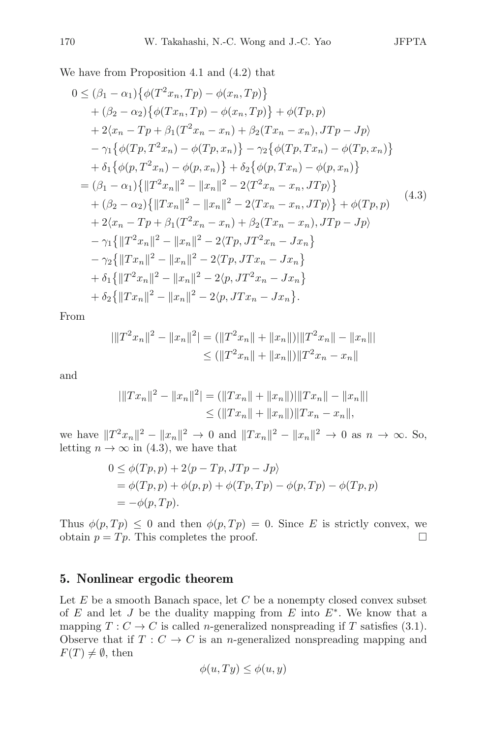We have from Proposition 4.1 and (4.2) that

$$
\begin{aligned}
0 &\leq (\beta_1 - \alpha_1)\big\{\phi(T^2x_n, Tp) - \phi(x_n, Tp)\big\} \\
&\quad + (\beta_2 - \alpha_2)\big\{\phi(Tx_n, Tp) - \phi(x_n, Tp)\big\} + \phi(Tp, p) \\
&\quad + 2\langle x_n - Tp + \beta_1(T^2x_n - x_n) + \beta_2(Tx_n - x_n), JTp - Jp\rangle \\
&\quad - \gamma_1\big\{\phi(Tp, T^2x_n) - \phi(Tp, x_n)\big\} - \gamma_2\big\{\phi(Tp, Tx_n) - \phi(Tp, x_n)\big\} \\
&\quad + \delta_1\big\{\phi(p, T^2x_n) - \phi(p, x_n)\big\} + \delta_2\big\{\phi(p, Tx_n) - \phi(p, x_n)\big\} \\
&= (\beta_1 - \alpha_1)\big\{\|T^2x_n\|^2 - \|x_n\|^2 - 2\langle T^2x_n - x_n, JTp\rangle\big\} \\
&\quad + (\beta_2 - \alpha_2)\big\{\|Tx_n\|^2 - \|x_n\|^2 - 2\langle Tx_n - x_n, JTp\rangle\big\} + \phi(Tp, p) \\
&\quad + 2\langle x_n - Tp + \beta_1(T^2x_n - x_n) + \beta_2(Tx_n - x_n), JTp - Jp\rangle \\
&\quad - \gamma_1\big\{\|T^2x_n\|^2 - \|x_n\|^2 - 2\langle Tp, JT^2x_n - Jx_n\big\} \\
&\quad - \gamma_2\big\{\|Tx_n\|^2 - \|x_n\|^2 - 2\langle Tp, JTx_n - Jx_n\big\} \\
&\quad + \delta_1\big\{\|T^2x_n\|^2 - \|x_n\|^2 - 2\langle p, JT^2x_n - Jx_n\big\} \\
&\quad + \delta_2\big\{\|Tx_n\|^2 - \|x_n\|^2 - 2\langle p, JTx_n - Jx_n\big\}.
\end{aligned}
\tag{4.3}
$$

From

$$
\begin{aligned}
|\|T^2x_n\|^2 - \|x_n\|^2| &= (\|T^2x_n\| + \|x_n\|)|\|T^2x_n\| - \|x_n\|| \\
&\leq (\|T^2x_n\| + \|x_n\|)\|T^2x_n - x_n\|
\end{aligned}
$$

and

$$
\begin{aligned}
|\|Tx_n\|^2 - \|x_n\|^2| &= (\|Tx_n\| + \|x_n\|)|\|Tx_n\| - \|x_n\|| \\
&\leq (\|Tx_n\| + \|x_n\|)\|Tx_n - x_n\|,
\end{aligned}
$$

we have $\|T^2x_n\|^2 - \|x_n\|^2 \to 0$ and $\|Tx_n\|^2 - \|x_n\|^2 \to 0$ as $n \to \infty$. So, letting $n \to \infty$ in (4.3), we have that

$$
\begin{aligned}
0 &\leq \phi(Tp, p) + 2\langle p - Tp, JTp - Jp\rangle \\
&= \phi(Tp, p) + \phi(p, p) + \phi(Tp, Tp) - \phi(p, Tp) - \phi(Tp, p) \\
&= -\phi(p, Tp).
\end{aligned}
$$

Thus $\phi(p, Tp) \leq 0$ and then $\phi(p, Tp) = 0$. Since $E$ is strictly convex, we obtain $p = Tp$. This completes the proof. $\square$

## 5. Nonlinear ergodic theorem

Let $E$ be a smooth Banach space, let $C$ be a nonempty closed convex subset of $E$ and let $J$ be the duality mapping from $E$ into $E^*$. We know that a mapping $T : C \to C$ is called $n$-generalized nonspreading if $T$ satisfies (3.1). Observe that if $T : C \to C$ is an $n$-generalized nonspreading mapping and $F(T) \neq \emptyset$, then

$$
\phi(u, Ty) \leq \phi(u, y)
$$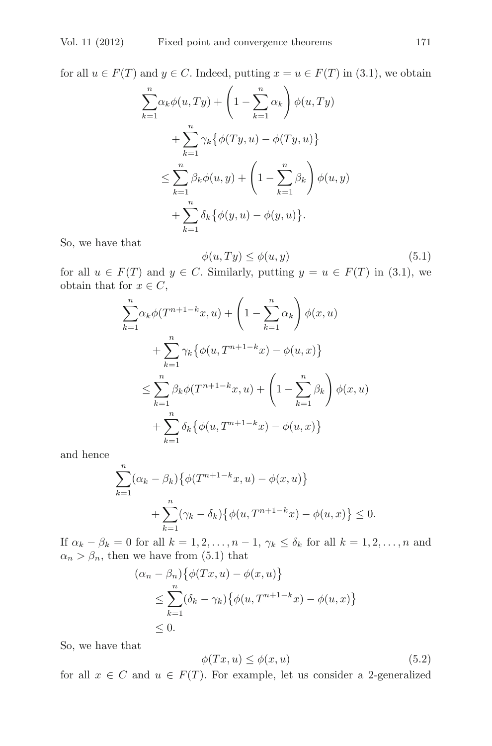for all $u \in F(T)$ and $y \in C$. Indeed, putting $x = u \in F(T)$ in (3.1), we obtain

$$
\begin{aligned}
&\sum_{k=1}^{n}\alpha_k \phi(u,Ty) + \left(1 - \sum_{k=1}^{n}\alpha_k\right)\phi(u,Ty) \\
&\quad + \sum_{k=1}^{n}\gamma_k\big\{\phi(Ty,u) - \phi(Ty,u)\big\} \\
&\leq \sum_{k=1}^{n}\beta_k \phi(u,y) + \left(1 - \sum_{k=1}^{n}\beta_k\right)\phi(u,y) \\
&\quad + \sum_{k=1}^{n}\delta_k\big\{\phi(y,u) - \phi(y,u)\big\}.
\end{aligned}
$$

So, we have that

$$
\phi(u,Ty) \leq \phi(u,y) \tag{5.1}
$$

for all $u \in F(T)$ and $y \in C$. Similarly, putting $y = u \in F(T)$ in (3.1), we obtain that for $x \in C$,

$$
\begin{aligned}
&\sum_{k=1}^{n}\alpha_k \phi(T^{n+1-k}x,u) + \left(1 - \sum_{k=1}^{n}\alpha_k\right)\phi(x,u) \\
&\quad + \sum_{k=1}^{n}\gamma_k\big\{\phi(u,T^{n+1-k}x) - \phi(u,x)\big\} \\
&\leq \sum_{k=1}^{n}\beta_k \phi(T^{n+1-k}x,u) + \left(1 - \sum_{k=1}^{n}\beta_k\right)\phi(x,u) \\
&\quad + \sum_{k=1}^{n}\delta_k\big\{\phi(u,T^{n+1-k}x) - \phi(u,x)\big\}
\end{aligned}
$$

and hence

$$
\begin{aligned}
&\sum_{k=1}^{n}(\alpha_k - \beta_k)\big\{\phi(T^{n+1-k}x,u) - \phi(x,u)\big\} \\
&\qquad + \sum_{k=1}^{n}(\gamma_k - \delta_k)\big\{\phi(u,T^{n+1-k}x) - \phi(u,x)\big\} \leq 0.
\end{aligned}
$$

If $\alpha_k - \beta_k = 0$ for all $k = 1,2,\ldots,n-1$, $\gamma_k \leq \delta_k$ for all $k = 1,2,\ldots,n$ and $\alpha_n > \beta_n$, then we have from (5.1) that

$$
\begin{aligned}
&(\alpha_n - \beta_n)\big\{\phi(Tx,u) - \phi(x,u)\big\} \\
&\quad \leq \sum_{k=1}^{n}(\delta_k - \gamma_k)\big\{\phi(u,T^{n+1-k}x) - \phi(u,x)\big\} \\
&\quad \leq 0.
\end{aligned}
$$

So, we have that

$$
\phi(Tx,u) \leq \phi(x,u) \tag{5.2}
$$

for all $x \in C$ and $u \in F(T)$. For example, let us consider a 2-generalized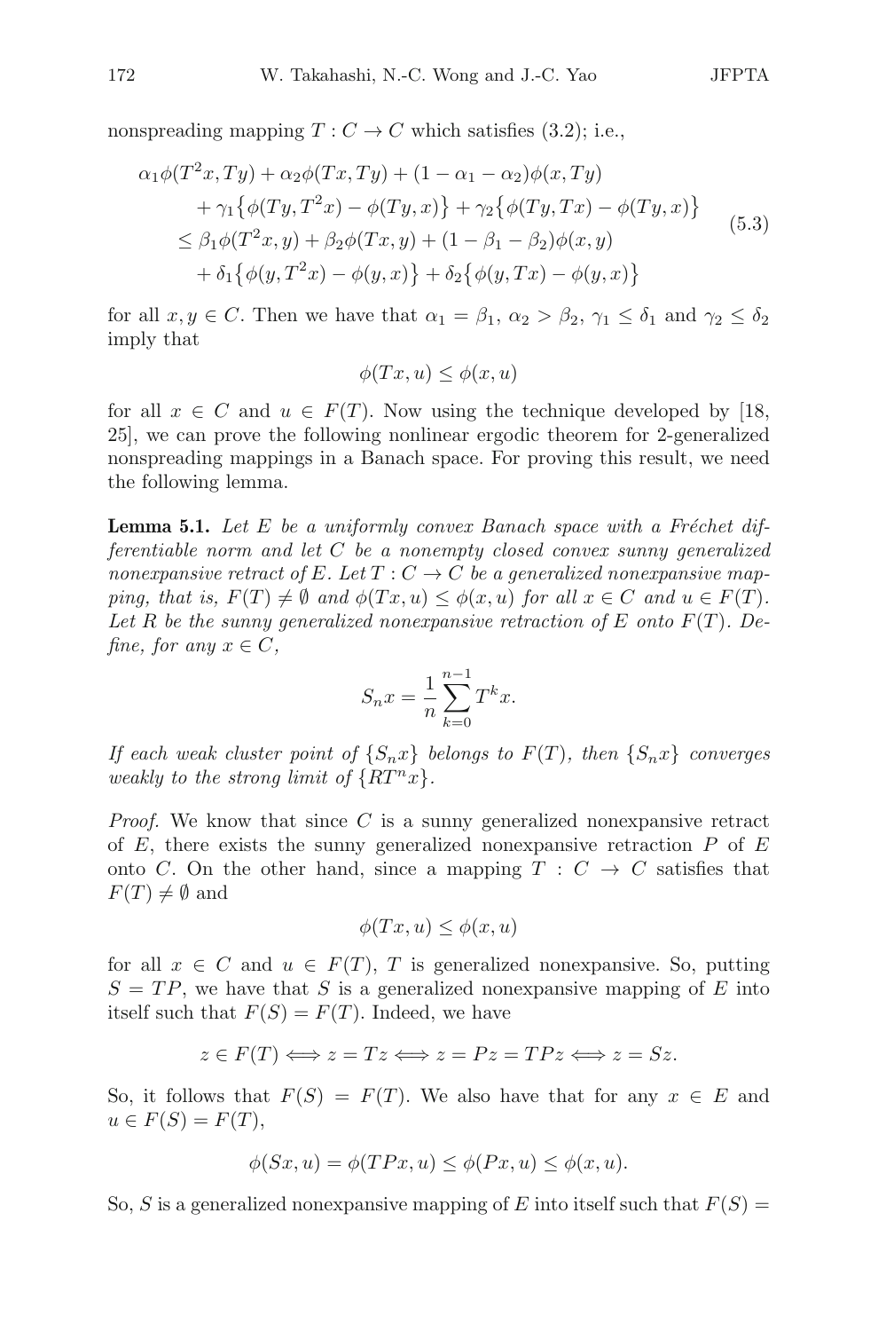nonspreading mapping $T : C \to C$ which satisfies (3.2); i.e.,

$$
\begin{aligned}
&\alpha_1 \phi(T^2x, Ty) + \alpha_2 \phi(Tx, Ty) + (1 - \alpha_1 - \alpha_2)\phi(x, Ty) \\
&\quad + \gamma_1 \{\phi(Ty, T^2x) - \phi(Ty, x)\} + \gamma_2 \{\phi(Ty, Tx) - \phi(Ty, x)\} \\
&\leq \beta_1 \phi(T^2x, y) + \beta_2 \phi(Tx, y) + (1 - \beta_1 - \beta_2)\phi(x, y) \\
&\quad + \delta_1 \{\phi(y, T^2x) - \phi(y, x)\} + \delta_2 \{\phi(y, Tx) - \phi(y, x)\}
\end{aligned}
\tag{5.3}
$$

for all $x, y \in C$. Then we have that $\alpha_1 = \beta_1$, $\alpha_2 > \beta_2$, $\gamma_1 \leq \delta_1$ and $\gamma_2 \leq \delta_2$ imply that

$$
\phi(Tx, u) \leq \phi(x, u)
$$

for all $x \in C$ and $u \in F(T)$. Now using the technique developed by [18, 25], we can prove the following nonlinear ergodic theorem for 2-generalized nonspreading mappings in a Banach space. For proving this result, we need the following lemma.

**Lemma 5.1.** *Let $E$ be a uniformly convex Banach space with a Fréchet differentiable norm and let $C$ be a nonempty closed convex sunny generalized nonexpansive retract of $E$. Let $T : C \to C$ be a generalized nonexpansive mapping, that is, $F(T) \neq \emptyset$ and $\phi(Tx, u) \leq \phi(x, u)$ for all $x \in C$ and $u \in F(T)$. Let $R$ be the sunny generalized nonexpansive retraction of $E$ onto $F(T)$. Define, for any $x \in C$,*

$$
S_n x = \frac{1}{n} \sum_{k=0}^{n-1} T^k x.
$$

*If each weak cluster point of $\{S_n x\}$ belongs to $F(T)$, then $\{S_n x\}$ converges weakly to the strong limit of $\{RT^n x\}$.*

*Proof.* We know that since $C$ is a sunny generalized nonexpansive retract of $E$, there exists the sunny generalized nonexpansive retraction $P$ of $E$ onto $C$. On the other hand, since a mapping $T : C \to C$ satisfies that $F(T) \neq \emptyset$ and

$$
\phi(Tx, u) \leq \phi(x, u)
$$

for all $x \in C$ and $u \in F(T)$, $T$ is generalized nonexpansive. So, putting $S = TP$, we have that $S$ is a generalized nonexpansive mapping of $E$ into itself such that $F(S) = F(T)$. Indeed, we have

$$
z \in F(T) \iff z = Tz \iff z = Pz = TPz \iff z = Sz.
$$

So, it follows that $F(S) = F(T)$. We also have that for any $x \in E$ and $u \in F(S) = F(T)$,

$$
\phi(Sx, u) = \phi(TPx, u) \leq \phi(Px, u) \leq \phi(x, u).
$$

So, $S$ is a generalized nonexpansive mapping of $E$ into itself such that $F(S) =$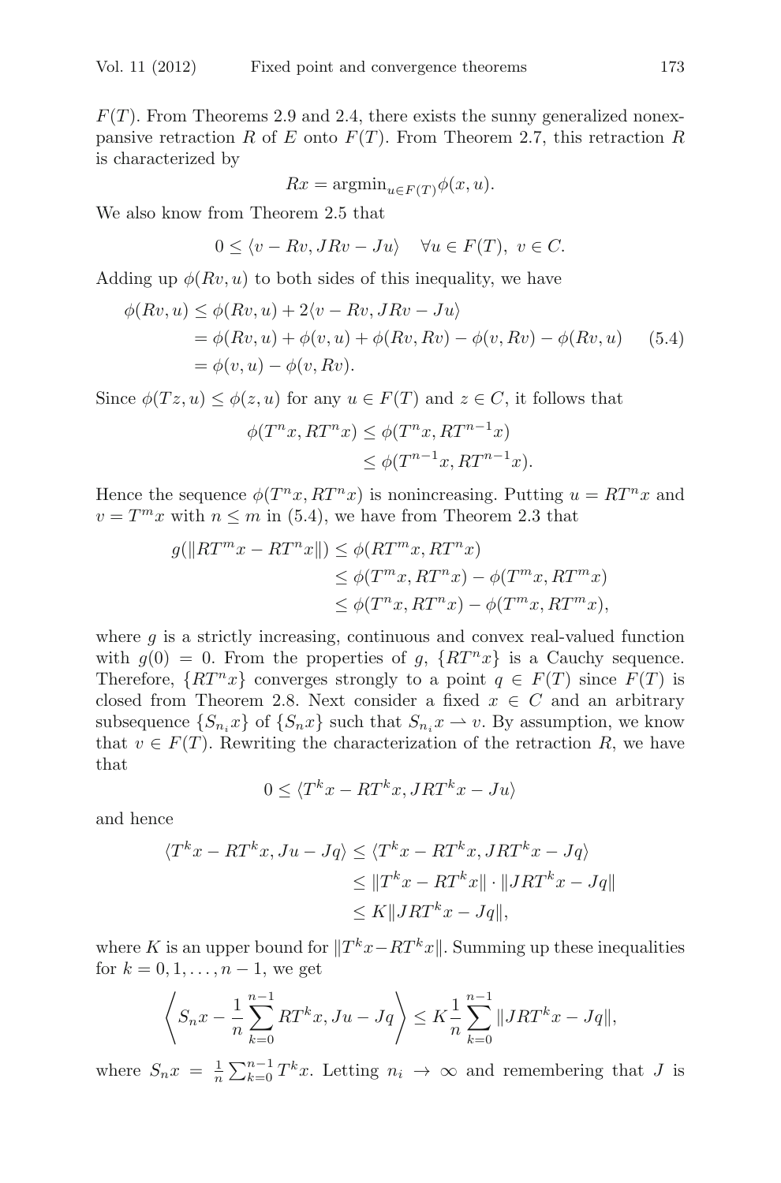$F(T)$. From Theorems 2.9 and 2.4, there exists the sunny generalized nonexpansive retraction $R$ of $E$ onto $F(T)$. From Theorem 2.7, this retraction $R$ is characterized by

$$Rx = \mathrm{argmin}_{u\in F(T)}\phi(x,u).$$

We also know from Theorem 2.5 that

$$0 \le \langle v - Rv, JRv - Ju\rangle \quad \forall u \in F(T),\ v \in C.$$

Adding up $\phi(Rv,u)$ to both sides of this inequality, we have

$$\begin{aligned}
\phi(Rv,u) &\le \phi(Rv,u) + 2\langle v - Rv, JRv - Ju\rangle \\
&= \phi(Rv,u) + \phi(v,u) + \phi(Rv,Rv) - \phi(v,Rv) - \phi(Rv,u) \qquad (5.4)\\
&= \phi(v,u) - \phi(v,Rv).
\end{aligned}$$

Since $\phi(Tz,u) \le \phi(z,u)$ for any $u \in F(T)$ and $z \in C$, it follows that

$$\begin{aligned}
\phi(T^n x, RT^n x) &\le \phi(T^n x, RT^{n-1}x)\\
&\le \phi(T^{n-1}x, RT^{n-1}x).
\end{aligned}$$

Hence the sequence $\phi(T^n x, RT^n x)$ is nonincreasing. Putting $u = RT^n x$ and $v = T^m x$ with $n \le m$ in (5.4), we have from Theorem 2.3 that

$$\begin{aligned}
g(\|RT^m x - RT^n x\|) &\le \phi(RT^m x, RT^n x)\\
&\le \phi(T^m x, RT^n x) - \phi(T^m x, RT^m x)\\
&\le \phi(T^n x, RT^n x) - \phi(T^m x, RT^m x),
\end{aligned}$$

where $g$ is a strictly increasing, continuous and convex real-valued function with $g(0) = 0$. From the properties of $g$, $\{RT^n x\}$ is a Cauchy sequence. Therefore, $\{RT^n x\}$ converges strongly to a point $q \in F(T)$ since $F(T)$ is closed from Theorem 2.8. Next consider a fixed $x \in C$ and an arbitrary subsequence $\{S_{n_i}x\}$ of $\{S_n x\}$ such that $S_{n_i}x \rightharpoonup v$. By assumption, we know that $v \in F(T)$. Rewriting the characterization of the retraction $R$, we have that

$$0 \le \langle T^k x - RT^k x, JRT^k x - Ju\rangle$$

and hence

$$\begin{aligned}
\langle T^k x - RT^k x, Ju - Jq\rangle &\le \langle T^k x - RT^k x, JRT^k x - Jq\rangle\\
&\le \|T^k x - RT^k x\| \cdot \|JRT^k x - Jq\|\\
&\le K\|JRT^k x - Jq\|,
\end{aligned}$$

where $K$ is an upper bound for $\|T^k x - RT^k x\|$. Summing up these inequalities for $k = 0, 1, \ldots, n-1$, we get

$$\left\langle S_n x - \frac{1}{n}\sum_{k=0}^{n-1} RT^k x, Ju - Jq \right\rangle \le K\frac{1}{n}\sum_{k=0}^{n-1}\|JRT^k x - Jq\|,$$

where $S_n x = \frac{1}{n}\sum_{k=0}^{n-1} T^k x$. Letting $n_i \to \infty$ and remembering that $J$ is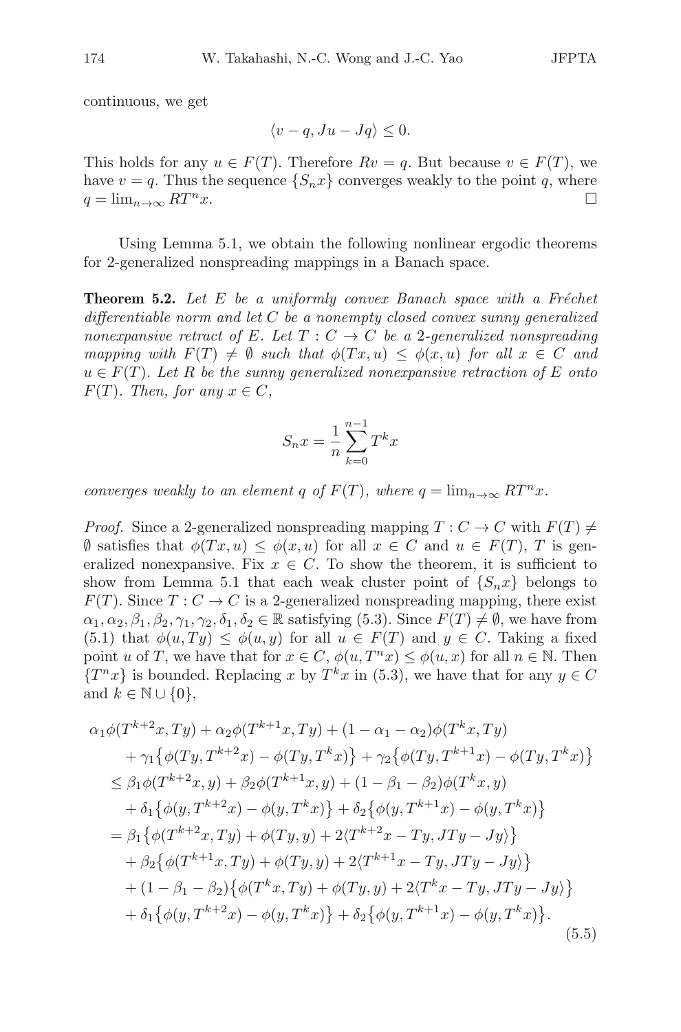continuous, we get

$$\langle v - q, Ju - Jq \rangle \leq 0.$$

This holds for any $u \in F(T)$. Therefore $Rv = q$. But because $v \in F(T)$, we have $v = q$. Thus the sequence $\{S_n x\}$ converges weakly to the point $q$, where $q = \lim_{n\to\infty} RT^n x$. $\square$

Using Lemma 5.1, we obtain the following nonlinear ergodic theorems for 2-generalized nonspreading mappings in a Banach space.

**Theorem 5.2.** *Let $E$ be a uniformly convex Banach space with a Fréchet differentiable norm and let $C$ be a nonempty closed convex sunny generalized nonexpansive retract of $E$. Let $T : C \to C$ be a 2-generalized nonspreading mapping with $F(T) \neq \emptyset$ such that $\phi(Tx, u) \leq \phi(x, u)$ for all $x \in C$ and $u \in F(T)$. Let $R$ be the sunny generalized nonexpansive retraction of $E$ onto $F(T)$. Then, for any $x \in C$,*

$$S_n x = \frac{1}{n}\sum_{k=0}^{n-1} T^k x$$

*converges weakly to an element $q$ of $F(T)$, where $q = \lim_{n\to\infty} RT^n x$.*

*Proof.* Since a 2-generalized nonspreading mapping $T : C \to C$ with $F(T) \neq \emptyset$ satisfies that $\phi(Tx, u) \leq \phi(x, u)$ for all $x \in C$ and $u \in F(T)$, $T$ is generalized nonexpansive. Fix $x \in C$. To show the theorem, it is sufficient to show from Lemma 5.1 that each weak cluster point of $\{S_n x\}$ belongs to $F(T)$. Since $T : C \to C$ is a 2-generalized nonspreading mapping, there exist $\alpha_1, \alpha_2, \beta_1, \beta_2, \gamma_1, \gamma_2, \delta_1, \delta_2 \in \mathbb{R}$ satisfying (5.3). Since $F(T) \neq \emptyset$, we have from (5.1) that $\phi(u, Ty) \leq \phi(u, y)$ for all $u \in F(T)$ and $y \in C$. Taking a fixed point $u$ of $T$, we have that for $x \in C$, $\phi(u, T^n x) \leq \phi(u, x)$ for all $n \in \mathbb{N}$. Then $\{T^n x\}$ is bounded. Replacing $x$ by $T^k x$ in (5.3), we have that for any $y \in C$ and $k \in \mathbb{N} \cup \{0\}$,

$$\begin{aligned}
&\alpha_1\phi(T^{k+2}x, Ty) + \alpha_2\phi(T^{k+1}x, Ty) + (1 - \alpha_1 - \alpha_2)\phi(T^k x, Ty) \\
&\quad + \gamma_1\big\{\phi(Ty, T^{k+2}x) - \phi(Ty, T^k x)\big\} + \gamma_2\big\{\phi(Ty, T^{k+1}x) - \phi(Ty, T^k x)\big\} \\
&\leq \beta_1\phi(T^{k+2}x, y) + \beta_2\phi(T^{k+1}x, y) + (1 - \beta_1 - \beta_2)\phi(T^k x, y) \\
&\quad + \delta_1\big\{\phi(y, T^{k+2}x) - \phi(y, T^k x)\big\} + \delta_2\big\{\phi(y, T^{k+1}x) - \phi(y, T^k x)\big\} \\
&= \beta_1\big\{\phi(T^{k+2}x, Ty) + \phi(Ty, y) + 2\langle T^{k+2}x - Ty, JTy - Jy\rangle\big\} \\
&\quad + \beta_2\big\{\phi(T^{k+1}x, Ty) + \phi(Ty, y) + 2\langle T^{k+1}x - Ty, JTy - Jy\rangle\big\} \\
&\quad + (1 - \beta_1 - \beta_2)\big\{\phi(T^k x, Ty) + \phi(Ty, y) + 2\langle T^k x - Ty, JTy - Jy\rangle\big\} \\
&\quad + \delta_1\big\{\phi(y, T^{k+2}x) - \phi(y, T^k x)\big\} + \delta_2\big\{\phi(y, T^{k+1}x) - \phi(y, T^k x)\big\}.
\end{aligned} \tag{5.5}$$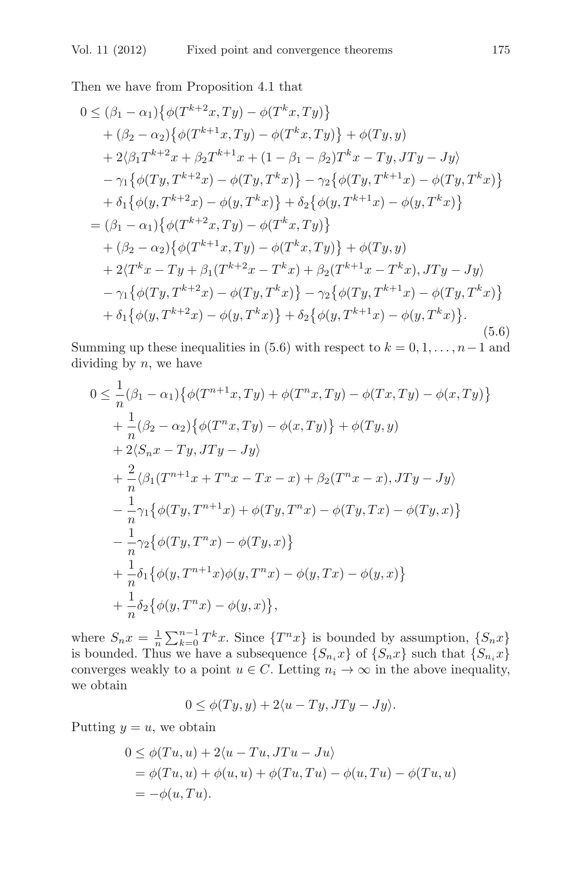Then we have from Proposition 4.1 that

$$
\begin{aligned}
0 &\le (\beta_1 - \alpha_1)\big\{\phi(T^{k+2}x, Ty) - \phi(T^k x, Ty)\big\} \\
&\quad + (\beta_2 - \alpha_2)\big\{\phi(T^{k+1}x, Ty) - \phi(T^k x, Ty)\big\} + \phi(Ty, y) \\
&\quad + 2\langle \beta_1 T^{k+2}x + \beta_2 T^{k+1}x + (1 - \beta_1 - \beta_2)T^k x - Ty, JTy - Jy\rangle \\
&\quad - \gamma_1\big\{\phi(Ty, T^{k+2}x) - \phi(Ty, T^k x)\big\} - \gamma_2\big\{\phi(Ty, T^{k+1}x) - \phi(Ty, T^k x)\big\} \\
&\quad + \delta_1\big\{\phi(y, T^{k+2}x) - \phi(y, T^k x)\big\} + \delta_2\big\{\phi(y, T^{k+1}x) - \phi(y, T^k x)\big\} \\
&= (\beta_1 - \alpha_1)\big\{\phi(T^{k+2}x, Ty) - \phi(T^k x, Ty)\big\} \\
&\quad + (\beta_2 - \alpha_2)\big\{\phi(T^{k+1}x, Ty) - \phi(T^k x, Ty)\big\} + \phi(Ty, y) \\
&\quad + 2\langle T^k x - Ty + \beta_1(T^{k+2}x - T^k x) + \beta_2(T^{k+1}x - T^k x), JTy - Jy\rangle \\
&\quad - \gamma_1\big\{\phi(Ty, T^{k+2}x) - \phi(Ty, T^k x)\big\} - \gamma_2\big\{\phi(Ty, T^{k+1}x) - \phi(Ty, T^k x)\big\} \\
&\quad + \delta_1\big\{\phi(y, T^{k+2}x) - \phi(y, T^k x)\big\} + \delta_2\big\{\phi(y, T^{k+1}x) - \phi(y, T^k x)\big\}.
\end{aligned} \tag{5.6}
$$

Summing up these inequalities in (5.6) with respect to $k = 0, 1, \ldots, n-1$ and dividing by $n$, we have

$$
\begin{aligned}
0 &\le \frac{1}{n}(\beta_1 - \alpha_1)\big\{\phi(T^{n+1}x, Ty) + \phi(T^n x, Ty) - \phi(Tx, Ty) - \phi(x, Ty)\big\} \\
&\quad + \frac{1}{n}(\beta_2 - \alpha_2)\big\{\phi(T^n x, Ty) - \phi(x, Ty)\big\} + \phi(Ty, y) \\
&\quad + 2\langle S_n x - Ty, JTy - Jy\rangle \\
&\quad + \frac{2}{n}\langle \beta_1(T^{n+1}x + T^n x - Tx - x) + \beta_2(T^n x - x), JTy - Jy\rangle \\
&\quad - \frac{1}{n}\gamma_1\big\{\phi(Ty, T^{n+1}x) + \phi(Ty, T^n x) - \phi(Ty, Tx) - \phi(Ty, x)\big\} \\
&\quad - \frac{1}{n}\gamma_2\big\{\phi(Ty, T^n x) - \phi(Ty, x)\big\} \\
&\quad + \frac{1}{n}\delta_1\big\{\phi(y, T^{n+1}x)\phi(y, T^n x) - \phi(y, Tx) - \phi(y, x)\big\} \\
&\quad + \frac{1}{n}\delta_2\big\{\phi(y, T^n x) - \phi(y, x)\big\},
\end{aligned}
$$

where $S_n x = \frac{1}{n}\sum_{k=0}^{n-1} T^k x$. Since $\{T^n x\}$ is bounded by assumption, $\{S_n x\}$ is bounded. Thus we have a subsequence $\{S_{n_i} x\}$ of $\{S_n x\}$ such that $\{S_{n_i} x\}$ converges weakly to a point $u \in C$. Letting $n_i \to \infty$ in the above inequality, we obtain

$$0 \le \phi(Ty, y) + 2\langle u - Ty, JTy - Jy\rangle.$$

Putting $y = u$, we obtain

$$
\begin{aligned}
0 &\le \phi(Tu, u) + 2\langle u - Tu, JTu - Ju\rangle \\
&= \phi(Tu, u) + \phi(u, u) + \phi(Tu, Tu) - \phi(u, Tu) - \phi(Tu, u) \\
&= -\phi(u, Tu).
\end{aligned}
$$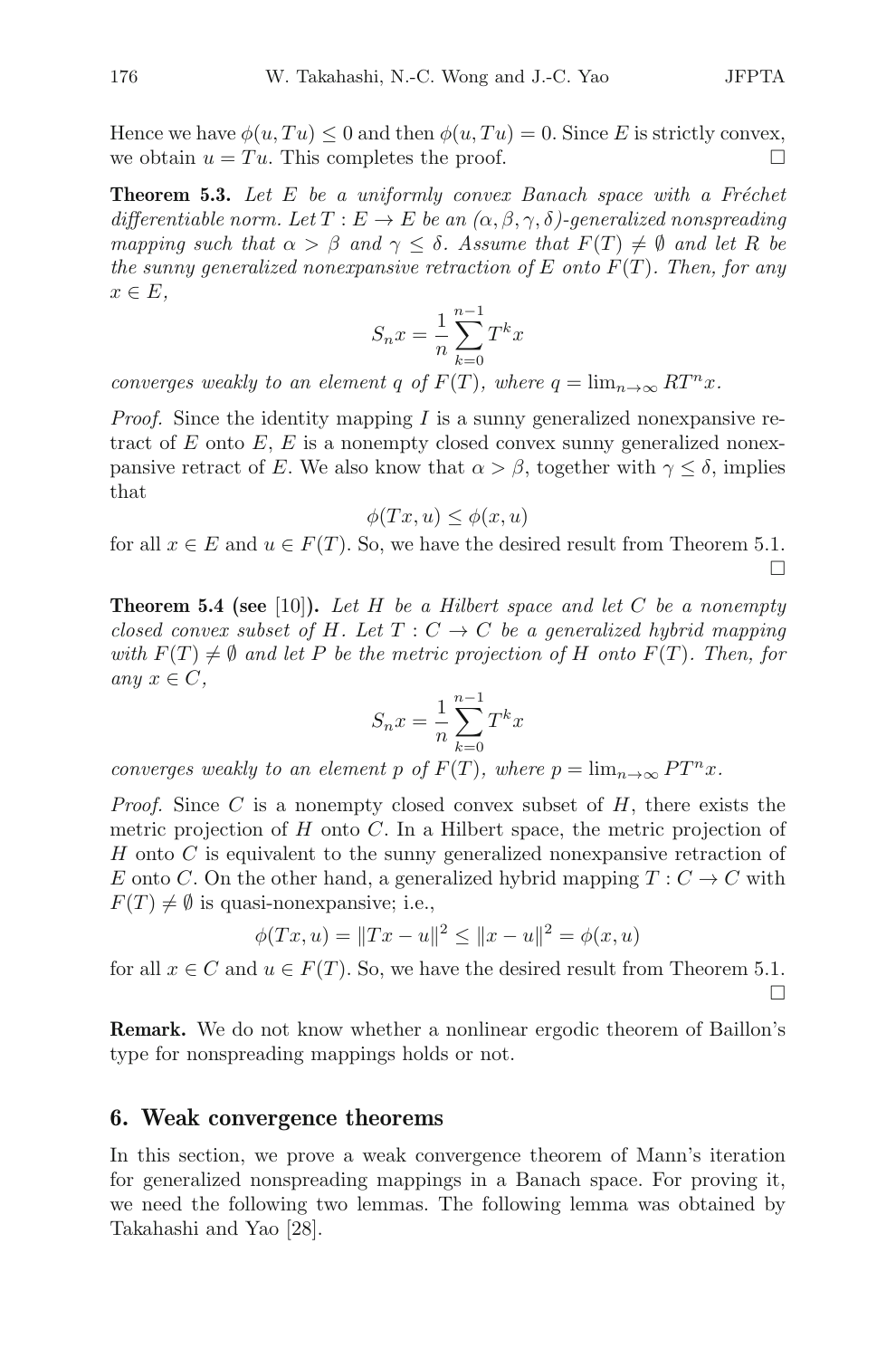Hence we have $\phi(u, Tu) \leq 0$ and then $\phi(u, Tu) = 0$. Since $E$ is strictly convex, we obtain $u = Tu$. This completes the proof. $\square$

**Theorem 5.3.** *Let $E$ be a uniformly convex Banach space with a Fréchet differentiable norm. Let $T : E \to E$ be an $(\alpha, \beta, \gamma, \delta)$-generalized nonspreading mapping such that $\alpha > \beta$ and $\gamma \leq \delta$. Assume that $F(T) \neq \emptyset$ and let $R$ be the sunny generalized nonexpansive retraction of $E$ onto $F(T)$. Then, for any $x \in E$,*

$$S_n x = \frac{1}{n} \sum_{k=0}^{n-1} T^k x$$

*converges weakly to an element $q$ of $F(T)$, where $q = \lim_{n\to\infty} RT^n x$.*

*Proof.* Since the identity mapping $I$ is a sunny generalized nonexpansive retract of $E$ onto $E$, $E$ is a nonempty closed convex sunny generalized nonexpansive retract of $E$. We also know that $\alpha > \beta$, together with $\gamma \leq \delta$, implies that

$$\phi(Tx, u) \leq \phi(x, u)$$

for all $x \in E$ and $u \in F(T)$. So, we have the desired result from Theorem 5.1. $\square$

**Theorem 5.4 (see [10]).** *Let $H$ be a Hilbert space and let $C$ be a nonempty closed convex subset of $H$. Let $T : C \to C$ be a generalized hybrid mapping with $F(T) \neq \emptyset$ and let $P$ be the metric projection of $H$ onto $F(T)$. Then, for any $x \in C$,*

$$S_n x = \frac{1}{n} \sum_{k=0}^{n-1} T^k x$$

*converges weakly to an element $p$ of $F(T)$, where $p = \lim_{n\to\infty} PT^n x$.*

*Proof.* Since $C$ is a nonempty closed convex subset of $H$, there exists the metric projection of $H$ onto $C$. In a Hilbert space, the metric projection of $H$ onto $C$ is equivalent to the sunny generalized nonexpansive retraction of $E$ onto $C$. On the other hand, a generalized hybrid mapping $T : C \to C$ with $F(T) \neq \emptyset$ is quasi-nonexpansive; i.e.,

$$\phi(Tx, u) = \|Tx - u\|^2 \leq \|x - u\|^2 = \phi(x, u)$$

for all $x \in C$ and $u \in F(T)$. So, we have the desired result from Theorem 5.1. $\square$

**Remark.** We do not know whether a nonlinear ergodic theorem of Baillon's type for nonspreading mappings holds or not.

## 6. Weak convergence theorems

In this section, we prove a weak convergence theorem of Mann's iteration for generalized nonspreading mappings in a Banach space. For proving it, we need the following two lemmas. The following lemma was obtained by Takahashi and Yao [28].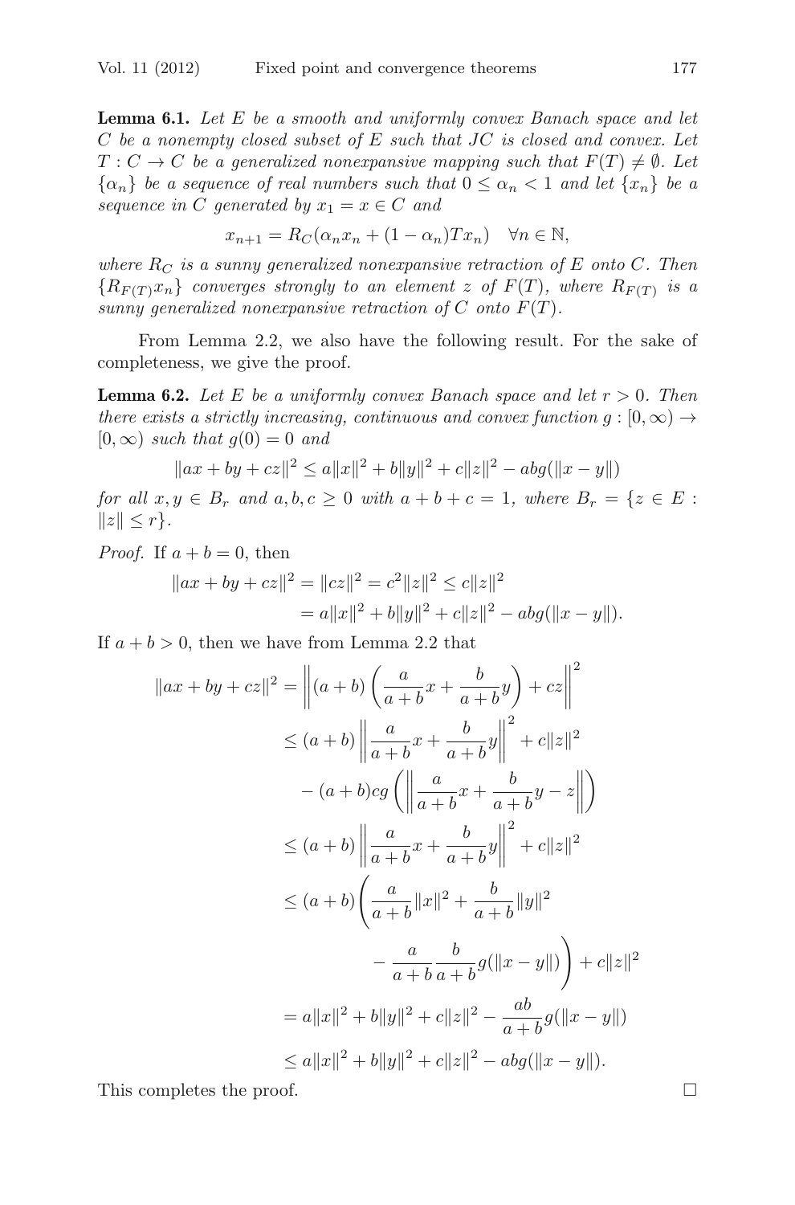**Lemma 6.1.** *Let $E$ be a smooth and uniformly convex Banach space and let $C$ be a nonempty closed subset of $E$ such that $JC$ is closed and convex. Let $T : C \to C$ be a generalized nonexpansive mapping such that $F(T) \neq \emptyset$. Let $\{\alpha_n\}$ be a sequence of real numbers such that $0 \leq \alpha_n < 1$ and let $\{x_n\}$ be a sequence in $C$ generated by $x_1 = x \in C$ and*

$$x_{n+1} = R_C(\alpha_n x_n + (1 - \alpha_n)Tx_n) \quad \forall n \in \mathbb{N},$$

*where $R_C$ is a sunny generalized nonexpansive retraction of $E$ onto $C$. Then $\{R_{F(T)}x_n\}$ converges strongly to an element $z$ of $F(T)$, where $R_{F(T)}$ is a sunny generalized nonexpansive retraction of $C$ onto $F(T)$.*

From Lemma 2.2, we also have the following result. For the sake of completeness, we give the proof.

**Lemma 6.2.** *Let $E$ be a uniformly convex Banach space and let $r > 0$. Then there exists a strictly increasing, continuous and convex function $g : [0, \infty) \to [0, \infty)$ such that $g(0) = 0$ and*

$$\|ax + by + cz\|^2 \leq a\|x\|^2 + b\|y\|^2 + c\|z\|^2 - abg(\|x - y\|)$$

*for all $x, y \in B_r$ and $a, b, c \geq 0$ with $a + b + c = 1$, where $B_r = \{z \in E : \|z\| \leq r\}$.*

*Proof.* If $a + b = 0$, then

$$\begin{aligned}
\|ax + by + cz\|^2 &= \|cz\|^2 = c^2\|z\|^2 \leq c\|z\|^2 \\
&= a\|x\|^2 + b\|y\|^2 + c\|z\|^2 - abg(\|x - y\|).
\end{aligned}$$

If $a + b > 0$, then we have from Lemma 2.2 that

$$\begin{aligned}
\|ax + by + cz\|^2 &= \left\|(a + b)\left(\frac{a}{a + b}x + \frac{b}{a + b}y\right) + cz\right\|^2 \\
&\leq (a + b)\left\|\frac{a}{a + b}x + \frac{b}{a + b}y\right\|^2 + c\|z\|^2 \\
&\quad - (a + b)cg\left(\left\|\frac{a}{a + b}x + \frac{b}{a + b}y - z\right\|\right) \\
&\leq (a + b)\left\|\frac{a}{a + b}x + \frac{b}{a + b}y\right\|^2 + c\|z\|^2 \\
&\leq (a + b)\left(\frac{a}{a + b}\|x\|^2 + \frac{b}{a + b}\|y\|^2 \right. \\
&\quad \left. - \frac{a}{a + b}\frac{b}{a + b}g(\|x - y\|)\right) + c\|z\|^2 \\
&= a\|x\|^2 + b\|y\|^2 + c\|z\|^2 - \frac{ab}{a + b}g(\|x - y\|) \\
&\leq a\|x\|^2 + b\|y\|^2 + c\|z\|^2 - abg(\|x - y\|).
\end{aligned}$$

This completes the proof. $\square$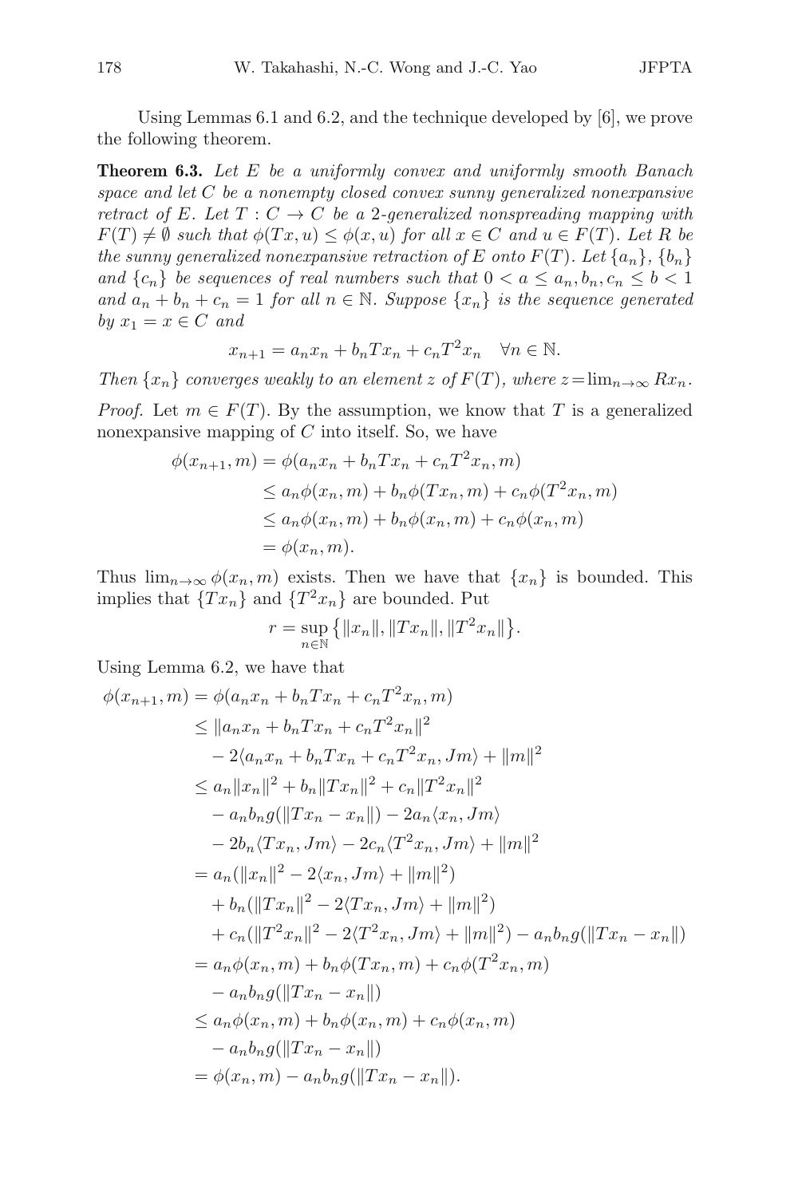Using Lemmas 6.1 and 6.2, and the technique developed by [6], we prove the following theorem.

**Theorem 6.3.** *Let $E$ be a uniformly convex and uniformly smooth Banach space and let $C$ be a nonempty closed convex sunny generalized nonexpansive retract of $E$. Let $T : C \to C$ be a 2-generalized nonspreading mapping with $F(T) \neq \emptyset$ such that $\phi(Tx, u) \leq \phi(x, u)$ for all $x \in C$ and $u \in F(T)$. Let $R$ be the sunny generalized nonexpansive retraction of $E$ onto $F(T)$. Let $\{a_n\}$, $\{b_n\}$ and $\{c_n\}$ be sequences of real numbers such that $0 < a \leq a_n, b_n, c_n \leq b < 1$ and $a_n + b_n + c_n = 1$ for all $n \in \mathbb{N}$. Suppose $\{x_n\}$ is the sequence generated by $x_1 = x \in C$ and*

$$x_{n+1} = a_n x_n + b_n T x_n + c_n T^2 x_n \quad \forall n \in \mathbb{N}.$$

*Then $\{x_n\}$ converges weakly to an element $z$ of $F(T)$, where $z = \lim_{n\to\infty} Rx_n$.*

*Proof.* Let $m \in F(T)$. By the assumption, we know that $T$ is a generalized nonexpansive mapping of $C$ into itself. So, we have

$$\begin{aligned}
\phi(x_{n+1}, m) &= \phi(a_n x_n + b_n T x_n + c_n T^2 x_n, m) \\
&\leq a_n \phi(x_n, m) + b_n \phi(T x_n, m) + c_n \phi(T^2 x_n, m) \\
&\leq a_n \phi(x_n, m) + b_n \phi(x_n, m) + c_n \phi(x_n, m) \\
&= \phi(x_n, m).
\end{aligned}$$

Thus $\lim_{n\to\infty} \phi(x_n, m)$ exists. Then we have that $\{x_n\}$ is bounded. This implies that $\{Tx_n\}$ and $\{T^2 x_n\}$ are bounded. Put

$$r = \sup_{n\in\mathbb{N}} \big\{ \|x_n\|, \|Tx_n\|, \|T^2 x_n\| \big\}.$$

Using Lemma 6.2, we have that

$$\begin{aligned}
\phi(x_{n+1}, m) &= \phi(a_n x_n + b_n T x_n + c_n T^2 x_n, m) \\
&\leq \|a_n x_n + b_n T x_n + c_n T^2 x_n\|^2 \\
&\quad - 2\langle a_n x_n + b_n T x_n + c_n T^2 x_n, Jm\rangle + \|m\|^2 \\
&\leq a_n \|x_n\|^2 + b_n \|Tx_n\|^2 + c_n \|T^2 x_n\|^2 \\
&\quad - a_n b_n g(\|Tx_n - x_n\|) - 2a_n \langle x_n, Jm\rangle \\
&\quad - 2b_n \langle Tx_n, Jm\rangle - 2c_n \langle T^2 x_n, Jm\rangle + \|m\|^2 \\
&= a_n (\|x_n\|^2 - 2\langle x_n, Jm\rangle + \|m\|^2) \\
&\quad + b_n (\|Tx_n\|^2 - 2\langle Tx_n, Jm\rangle + \|m\|^2) \\
&\quad + c_n (\|T^2 x_n\|^2 - 2\langle T^2 x_n, Jm\rangle + \|m\|^2) - a_n b_n g(\|Tx_n - x_n\|) \\
&= a_n \phi(x_n, m) + b_n \phi(Tx_n, m) + c_n \phi(T^2 x_n, m) \\
&\quad - a_n b_n g(\|Tx_n - x_n\|) \\
&\leq a_n \phi(x_n, m) + b_n \phi(x_n, m) + c_n \phi(x_n, m) \\
&\quad - a_n b_n g(\|Tx_n - x_n\|) \\
&= \phi(x_n, m) - a_n b_n g(\|Tx_n - x_n\|).
\end{aligned}$$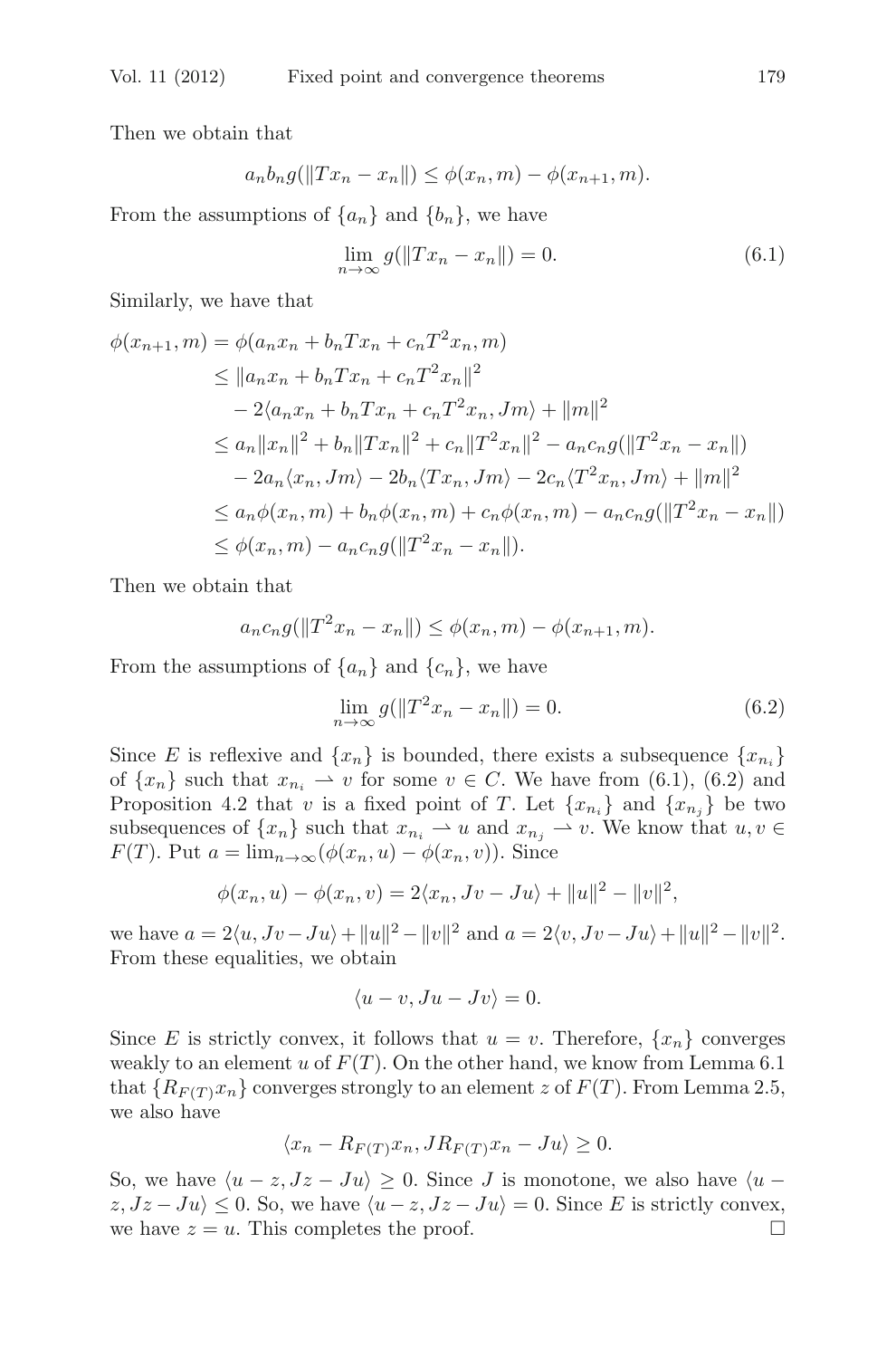Then we obtain that

$$a_n b_n g(\|Tx_n - x_n\|) \leq \phi(x_n, m) - \phi(x_{n+1}, m).$$

From the assumptions of $\{a_n\}$ and $\{b_n\}$, we have

$$\lim_{n\to\infty} g(\|Tx_n - x_n\|) = 0. \tag{6.1}$$

Similarly, we have that

$$\begin{aligned}
\phi(x_{n+1}, m) &= \phi(a_n x_n + b_n T x_n + c_n T^2 x_n, m) \\
&\leq \|a_n x_n + b_n T x_n + c_n T^2 x_n\|^2 \\
&\quad - 2\langle a_n x_n + b_n T x_n + c_n T^2 x_n, Jm\rangle + \|m\|^2 \\
&\leq a_n \|x_n\|^2 + b_n \|Tx_n\|^2 + c_n \|T^2 x_n\|^2 - a_n c_n g(\|T^2 x_n - x_n\|) \\
&\quad - 2a_n \langle x_n, Jm\rangle - 2b_n \langle Tx_n, Jm\rangle - 2c_n \langle T^2 x_n, Jm\rangle + \|m\|^2 \\
&\leq a_n \phi(x_n, m) + b_n \phi(x_n, m) + c_n \phi(x_n, m) - a_n c_n g(\|T^2 x_n - x_n\|) \\
&\leq \phi(x_n, m) - a_n c_n g(\|T^2 x_n - x_n\|).
\end{aligned}$$

Then we obtain that

$$a_n c_n g(\|T^2 x_n - x_n\|) \leq \phi(x_n, m) - \phi(x_{n+1}, m).$$

From the assumptions of $\{a_n\}$ and $\{c_n\}$, we have

$$\lim_{n\to\infty} g(\|T^2 x_n - x_n\|) = 0. \tag{6.2}$$

Since $E$ is reflexive and $\{x_n\}$ is bounded, there exists a subsequence $\{x_{n_i}\}$ of $\{x_n\}$ such that $x_{n_i} \rightharpoonup v$ for some $v \in C$. We have from (6.1), (6.2) and Proposition 4.2 that $v$ is a fixed point of $T$. Let $\{x_{n_i}\}$ and $\{x_{n_j}\}$ be two subsequences of $\{x_n\}$ such that $x_{n_i} \rightharpoonup u$ and $x_{n_j} \rightharpoonup v$. We know that $u, v \in F(T)$. Put $a = \lim_{n\to\infty}(\phi(x_n, u) - \phi(x_n, v))$. Since

$$\phi(x_n, u) - \phi(x_n, v) = 2\langle x_n, Jv - Ju\rangle + \|u\|^2 - \|v\|^2,$$

we have $a = 2\langle u, Jv - Ju\rangle + \|u\|^2 - \|v\|^2$ and $a = 2\langle v, Jv - Ju\rangle + \|u\|^2 - \|v\|^2$. From these equalities, we obtain

$$\langle u - v, Ju - Jv\rangle = 0.$$

Since $E$ is strictly convex, it follows that $u = v$. Therefore, $\{x_n\}$ converges weakly to an element $u$ of $F(T)$. On the other hand, we know from Lemma 6.1 that $\{R_{F(T)} x_n\}$ converges strongly to an element $z$ of $F(T)$. From Lemma 2.5, we also have

$$\langle x_n - R_{F(T)} x_n, JR_{F(T)} x_n - Ju\rangle \geq 0.$$

So, we have $\langle u - z, Jz - Ju\rangle \geq 0$. Since $J$ is monotone, we also have $\langle u - z, Jz - Ju\rangle \leq 0$. So, we have $\langle u - z, Jz - Ju\rangle = 0$. Since $E$ is strictly convex, we have $z = u$. This completes the proof. □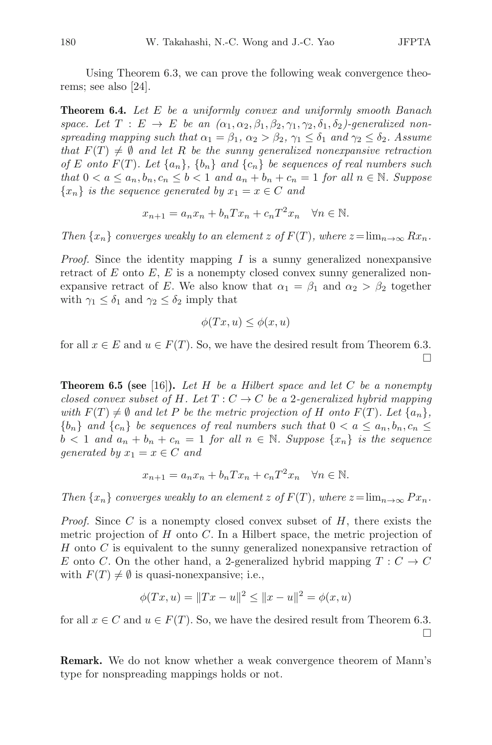Using Theorem 6.3, we can prove the following weak convergence theorems; see also [24].

**Theorem 6.4.** *Let $E$ be a uniformly convex and uniformly smooth Banach space. Let $T : E \to E$ be an $(\alpha_1, \alpha_2, \beta_1, \beta_2, \gamma_1, \gamma_2, \delta_1, \delta_2)$-generalized nonspreading mapping such that $\alpha_1 = \beta_1$, $\alpha_2 > \beta_2$, $\gamma_1 \leq \delta_1$ and $\gamma_2 \leq \delta_2$. Assume that $F(T) \neq \emptyset$ and let $R$ be the sunny generalized nonexpansive retraction of $E$ onto $F(T)$. Let $\{a_n\}$, $\{b_n\}$ and $\{c_n\}$ be sequences of real numbers such that $0 < a \leq a_n, b_n, c_n \leq b < 1$ and $a_n + b_n + c_n = 1$ for all $n \in \mathbb{N}$. Suppose $\{x_n\}$ is the sequence generated by $x_1 = x \in C$ and*

$$x_{n+1} = a_n x_n + b_n T x_n + c_n T^2 x_n \quad \forall n \in \mathbb{N}.$$

*Then $\{x_n\}$ converges weakly to an element $z$ of $F(T)$, where $z = \lim_{n\to\infty} Rx_n$.*

*Proof.* Since the identity mapping $I$ is a sunny generalized nonexpansive retract of $E$ onto $E$, $E$ is a nonempty closed convex sunny generalized nonexpansive retract of $E$. We also know that $\alpha_1 = \beta_1$ and $\alpha_2 > \beta_2$ together with $\gamma_1 \leq \delta_1$ and $\gamma_2 \leq \delta_2$ imply that

$$\phi(Tx, u) \leq \phi(x, u)$$

for all $x \in E$ and $u \in F(T)$. So, we have the desired result from Theorem 6.3. $\square$

**Theorem 6.5 (see [16]).** *Let $H$ be a Hilbert space and let $C$ be a nonempty closed convex subset of $H$. Let $T : C \to C$ be a 2-generalized hybrid mapping with $F(T) \neq \emptyset$ and let $P$ be the metric projection of $H$ onto $F(T)$. Let $\{a_n\}$, $\{b_n\}$ and $\{c_n\}$ be sequences of real numbers such that $0 < a \leq a_n, b_n, c_n \leq b < 1$ and $a_n + b_n + c_n = 1$ for all $n \in \mathbb{N}$. Suppose $\{x_n\}$ is the sequence generated by $x_1 = x \in C$ and*

$$x_{n+1} = a_n x_n + b_n T x_n + c_n T^2 x_n \quad \forall n \in \mathbb{N}.$$

*Then $\{x_n\}$ converges weakly to an element $z$ of $F(T)$, where $z = \lim_{n\to\infty} Px_n$.*

*Proof.* Since $C$ is a nonempty closed convex subset of $H$, there exists the metric projection of $H$ onto $C$. In a Hilbert space, the metric projection of $H$ onto $C$ is equivalent to the sunny generalized nonexpansive retraction of $E$ onto $C$. On the other hand, a 2-generalized hybrid mapping $T : C \to C$ with $F(T) \neq \emptyset$ is quasi-nonexpansive; i.e.,

$$\phi(Tx, u) = \|Tx - u\|^2 \leq \|x - u\|^2 = \phi(x, u)$$

for all $x \in C$ and $u \in F(T)$. So, we have the desired result from Theorem 6.3. $\square$

**Remark.** We do not know whether a weak convergence theorem of Mann's type for nonspreading mappings holds or not.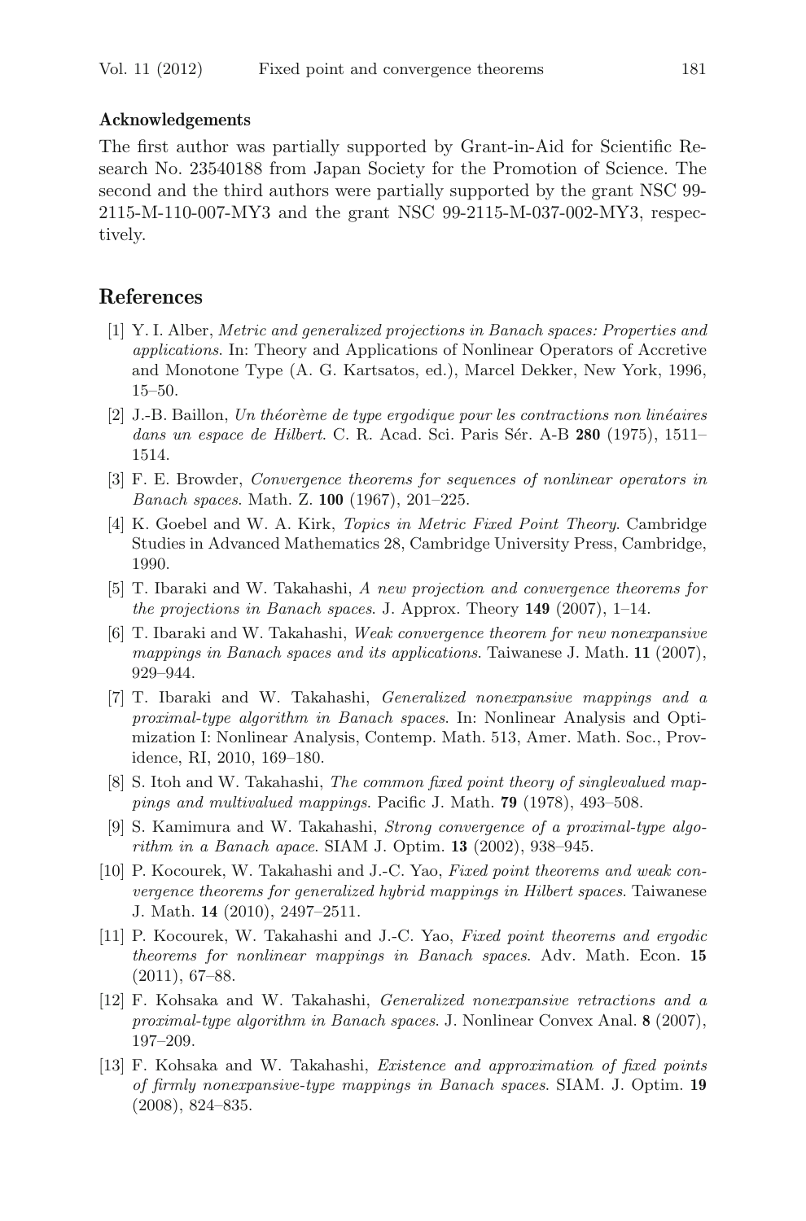#### Acknowledgements

The first author was partially supported by Grant-in-Aid for Scientific Research No. 23540188 from Japan Society for the Promotion of Science. The second and the third authors were partially supported by the grant NSC 99-2115-M-110-007-MY3 and the grant NSC 99-2115-M-037-002-MY3, respectively.

## References

[1] Y. I. Alber, *Metric and generalized projections in Banach spaces: Properties and applications*. In: Theory and Applications of Nonlinear Operators of Accretive and Monotone Type (A. G. Kartsatos, ed.), Marcel Dekker, New York, 1996, 15–50.

[2] J.-B. Baillon, *Un théorème de type ergodique pour les contractions non linéaires dans un espace de Hilbert*. C. R. Acad. Sci. Paris Sér. A-B **280** (1975), 1511–1514.

[3] F. E. Browder, *Convergence theorems for sequences of nonlinear operators in Banach spaces*. Math. Z. **100** (1967), 201–225.

[4] K. Goebel and W. A. Kirk, *Topics in Metric Fixed Point Theory*. Cambridge Studies in Advanced Mathematics 28, Cambridge University Press, Cambridge, 1990.

[5] T. Ibaraki and W. Takahashi, *A new projection and convergence theorems for the projections in Banach spaces*. J. Approx. Theory **149** (2007), 1–14.

[6] T. Ibaraki and W. Takahashi, *Weak convergence theorem for new nonexpansive mappings in Banach spaces and its applications*. Taiwanese J. Math. **11** (2007), 929–944.

[7] T. Ibaraki and W. Takahashi, *Generalized nonexpansive mappings and a proximal-type algorithm in Banach spaces*. In: Nonlinear Analysis and Optimization I: Nonlinear Analysis, Contemp. Math. 513, Amer. Math. Soc., Providence, RI, 2010, 169–180.

[8] S. Itoh and W. Takahashi, *The common fixed point theory of singlevalued mappings and multivalued mappings*. Pacific J. Math. **79** (1978), 493–508.

[9] S. Kamimura and W. Takahashi, *Strong convergence of a proximal-type algorithm in a Banach apace*. SIAM J. Optim. **13** (2002), 938–945.

[10] P. Kocourek, W. Takahashi and J.-C. Yao, *Fixed point theorems and weak convergence theorems for generalized hybrid mappings in Hilbert spaces*. Taiwanese J. Math. **14** (2010), 2497–2511.

[11] P. Kocourek, W. Takahashi and J.-C. Yao, *Fixed point theorems and ergodic theorems for nonlinear mappings in Banach spaces*. Adv. Math. Econ. **15** (2011), 67–88.

[12] F. Kohsaka and W. Takahashi, *Generalized nonexpansive retractions and a proximal-type algorithm in Banach spaces*. J. Nonlinear Convex Anal. **8** (2007), 197–209.

[13] F. Kohsaka and W. Takahashi, *Existence and approximation of fixed points of firmly nonexpansive-type mappings in Banach spaces*. SIAM. J. Optim. **19** (2008), 824–835.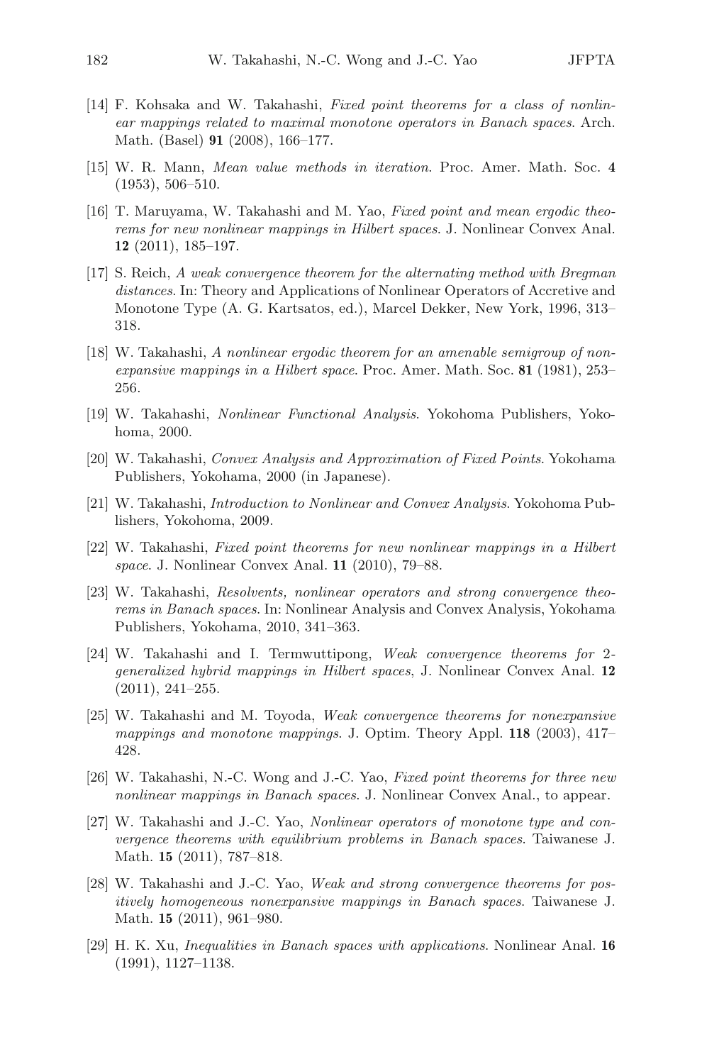[14] F. Kohsaka and W. Takahashi, *Fixed point theorems for a class of nonlinear mappings related to maximal monotone operators in Banach spaces*. Arch. Math. (Basel) **91** (2008), 166–177.

[15] W. R. Mann, *Mean value methods in iteration*. Proc. Amer. Math. Soc. **4** (1953), 506–510.

[16] T. Maruyama, W. Takahashi and M. Yao, *Fixed point and mean ergodic theorems for new nonlinear mappings in Hilbert spaces*. J. Nonlinear Convex Anal. **12** (2011), 185–197.

[17] S. Reich, *A weak convergence theorem for the alternating method with Bregman distances*. In: Theory and Applications of Nonlinear Operators of Accretive and Monotone Type (A. G. Kartsatos, ed.), Marcel Dekker, New York, 1996, 313–318.

[18] W. Takahashi, *A nonlinear ergodic theorem for an amenable semigroup of nonexpansive mappings in a Hilbert space*. Proc. Amer. Math. Soc. **81** (1981), 253–256.

[19] W. Takahashi, *Nonlinear Functional Analysis*. Yokohoma Publishers, Yokohoma, 2000.

[20] W. Takahashi, *Convex Analysis and Approximation of Fixed Points*. Yokohama Publishers, Yokohama, 2000 (in Japanese).

[21] W. Takahashi, *Introduction to Nonlinear and Convex Analysis*. Yokohoma Publishers, Yokohoma, 2009.

[22] W. Takahashi, *Fixed point theorems for new nonlinear mappings in a Hilbert space*. J. Nonlinear Convex Anal. **11** (2010), 79–88.

[23] W. Takahashi, *Resolvents, nonlinear operators and strong convergence theorems in Banach spaces*. In: Nonlinear Analysis and Convex Analysis, Yokohama Publishers, Yokohama, 2010, 341–363.

[24] W. Takahashi and I. Termwuttipong, *Weak convergence theorems for 2-generalized hybrid mappings in Hilbert spaces*, J. Nonlinear Convex Anal. **12** (2011), 241–255.

[25] W. Takahashi and M. Toyoda, *Weak convergence theorems for nonexpansive mappings and monotone mappings*. J. Optim. Theory Appl. **118** (2003), 417–428.

[26] W. Takahashi, N.-C. Wong and J.-C. Yao, *Fixed point theorems for three new nonlinear mappings in Banach spaces*. J. Nonlinear Convex Anal., to appear.

[27] W. Takahashi and J.-C. Yao, *Nonlinear operators of monotone type and convergence theorems with equilibrium problems in Banach spaces*. Taiwanese J. Math. **15** (2011), 787–818.

[28] W. Takahashi and J.-C. Yao, *Weak and strong convergence theorems for positively homogeneous nonexpansive mappings in Banach spaces*. Taiwanese J. Math. **15** (2011), 961–980.

[29] H. K. Xu, *Inequalities in Banach spaces with applications*. Nonlinear Anal. **16** (1991), 1127–1138.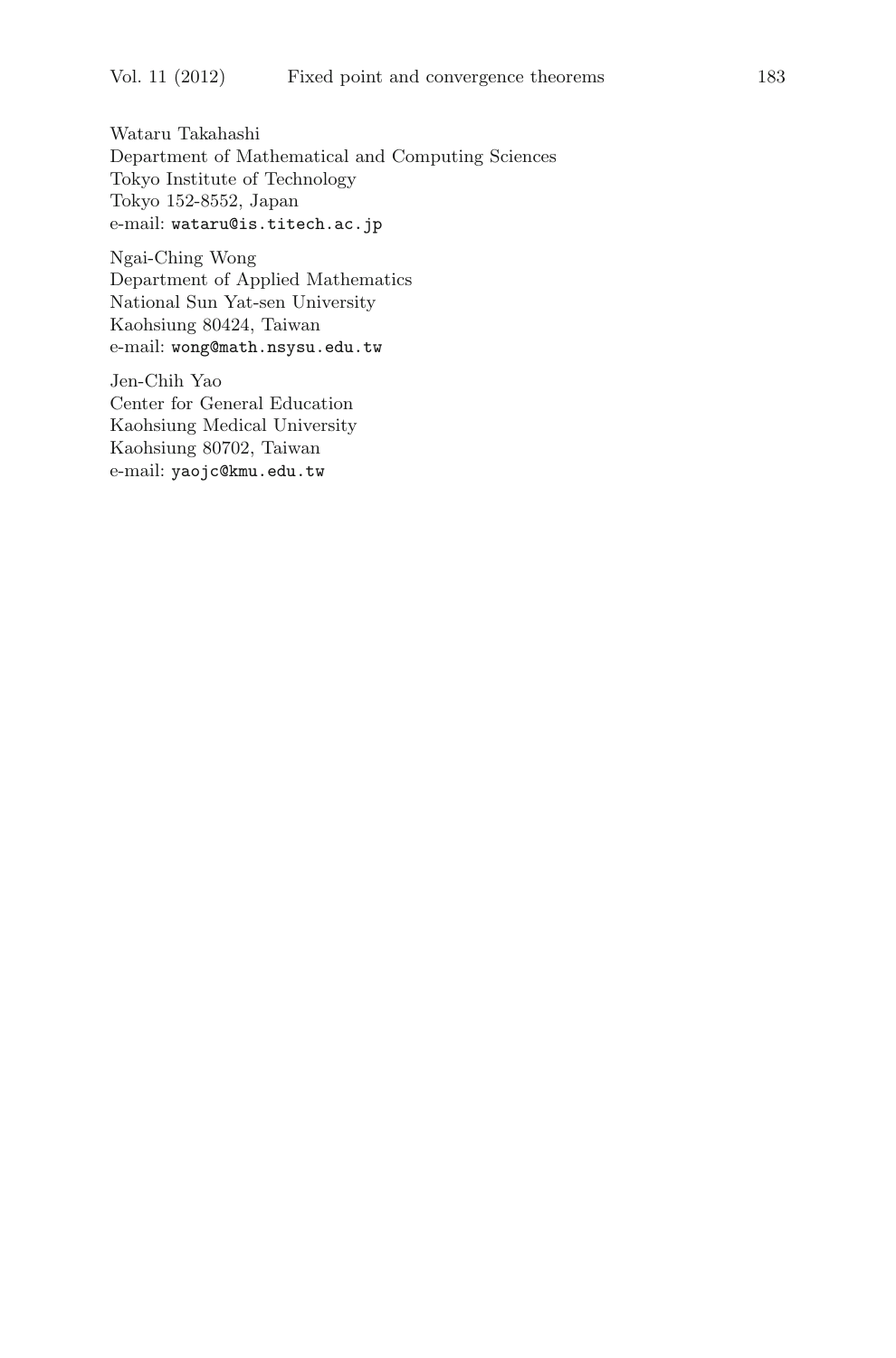Wataru Takahashi
Department of Mathematical and Computing Sciences
Tokyo Institute of Technology
Tokyo 152-8552, Japan
e-mail: wataru@is.titech.ac.jp

Ngai-Ching Wong
Department of Applied Mathematics
National Sun Yat-sen University
Kaohsiung 80424, Taiwan
e-mail: wong@math.nsysu.edu.tw

Jen-Chih Yao
Center for General Education
Kaohsiung Medical University
Kaohsiung 80702, Taiwan
e-mail: yaojc@kmu.edu.tw